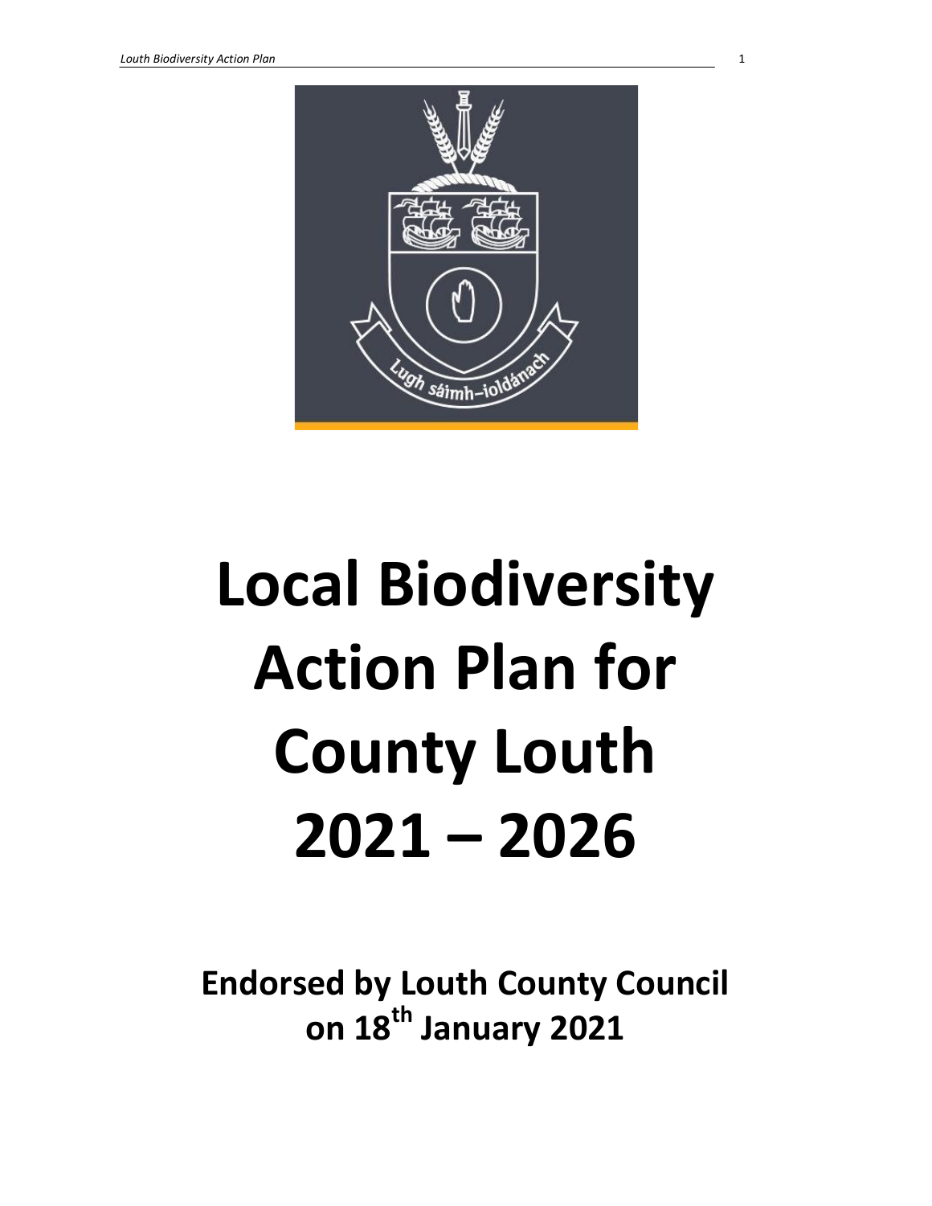# Local Biodiversity Action Plan for County Louth 2021 – 2026

**Endorsed by Louth County Council on 18th January 2021**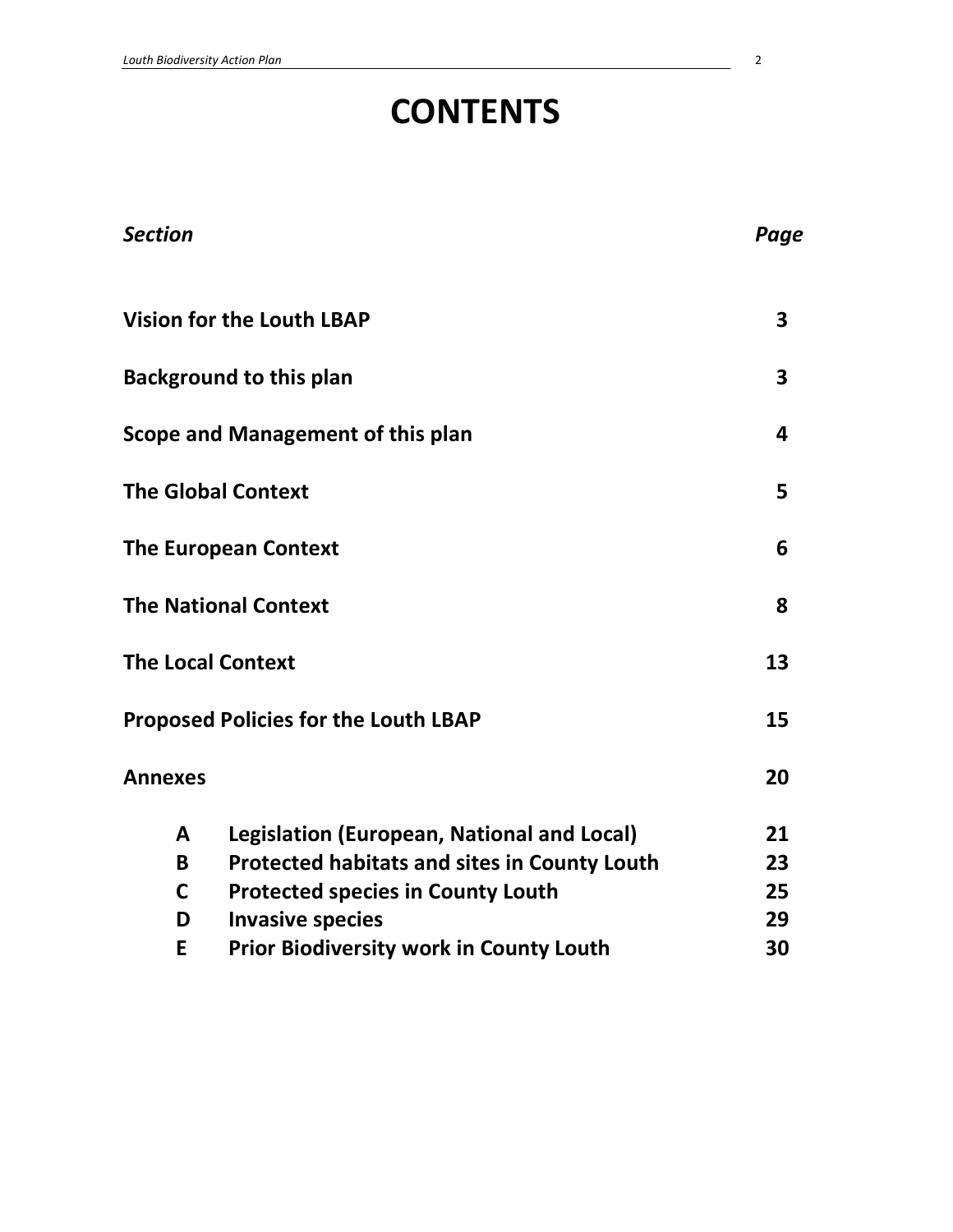# CONTENTS

| *Section* | | *Page* |
|---|---|---|
| **Vision for the Louth LBAP** | | **3** |
| **Background to this plan** | | **3** |
| **Scope and Management of this plan** | | **4** |
| **The Global Context** | | **5** |
| **The European Context** | | **6** |
| **The National Context** | | **8** |
| **The Local Context** | | **13** |
| **Proposed Policies for the Louth LBAP** | | **15** |
| **Annexes** | | **20** |
| **A** | **Legislation (European, National and Local)** | **21** |
| **B** | **Protected habitats and sites in County Louth** | **23** |
| **C** | **Protected species in County Louth** | **25** |
| **D** | **Invasive species** | **29** |
| **E** | **Prior Biodiversity work in County Louth** | **30** |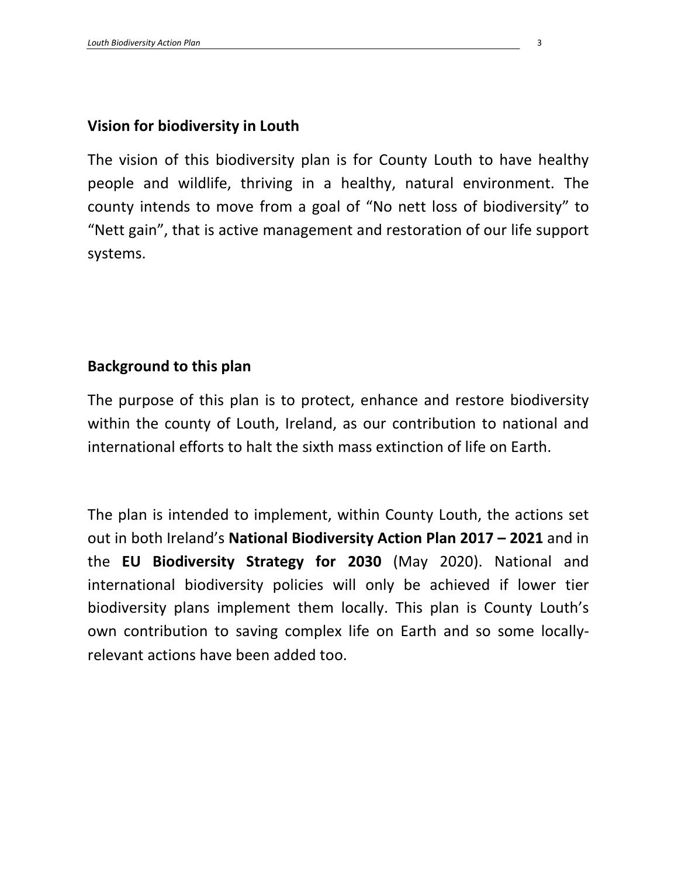## Vision for biodiversity in Louth

The vision of this biodiversity plan is for County Louth to have healthy people and wildlife, thriving in a healthy, natural environment. The county intends to move from a goal of "No nett loss of biodiversity" to "Nett gain", that is active management and restoration of our life support systems.

## Background to this plan

The purpose of this plan is to protect, enhance and restore biodiversity within the county of Louth, Ireland, as our contribution to national and international efforts to halt the sixth mass extinction of life on Earth.

The plan is intended to implement, within County Louth, the actions set out in both Ireland's **National Biodiversity Action Plan 2017 – 2021** and in the **EU Biodiversity Strategy for 2030** (May 2020). National and international biodiversity policies will only be achieved if lower tier biodiversity plans implement them locally. This plan is County Louth's own contribution to saving complex life on Earth and so some locally-relevant actions have been added too.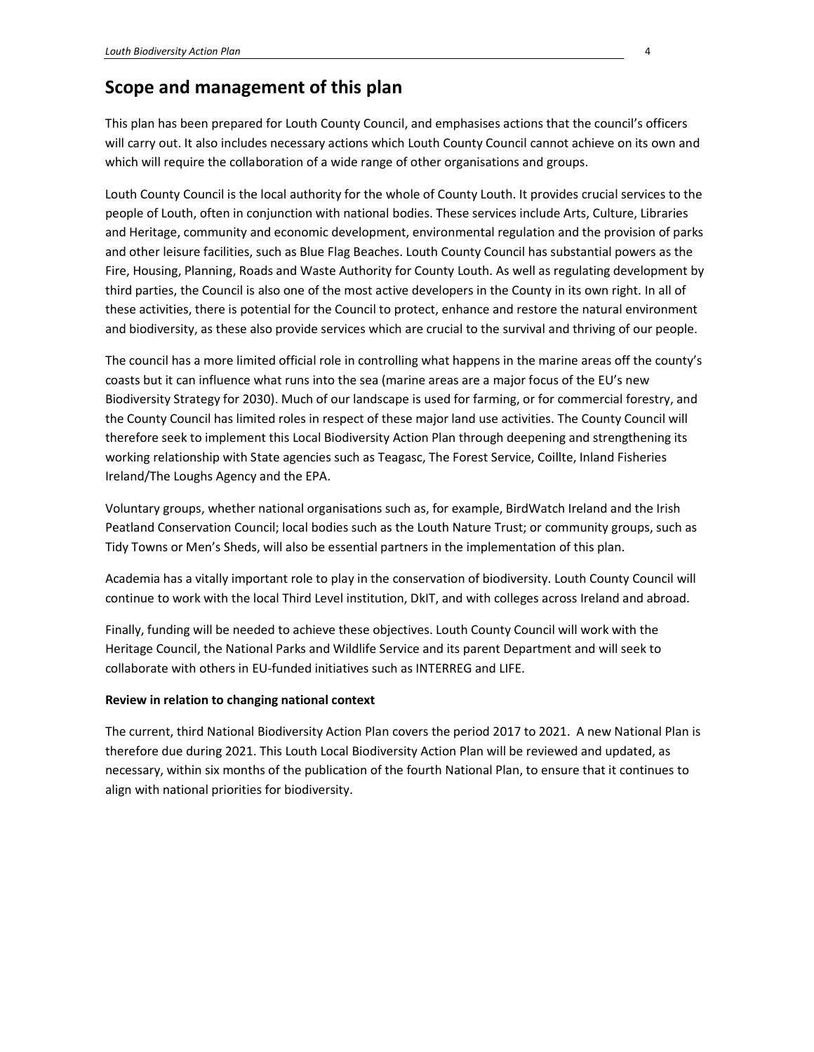## Scope and management of this plan

This plan has been prepared for Louth County Council, and emphasises actions that the council's officers will carry out. It also includes necessary actions which Louth County Council cannot achieve on its own and which will require the collaboration of a wide range of other organisations and groups.

Louth County Council is the local authority for the whole of County Louth. It provides crucial services to the people of Louth, often in conjunction with national bodies. These services include Arts, Culture, Libraries and Heritage, community and economic development, environmental regulation and the provision of parks and other leisure facilities, such as Blue Flag Beaches. Louth County Council has substantial powers as the Fire, Housing, Planning, Roads and Waste Authority for County Louth. As well as regulating development by third parties, the Council is also one of the most active developers in the County in its own right. In all of these activities, there is potential for the Council to protect, enhance and restore the natural environment and biodiversity, as these also provide services which are crucial to the survival and thriving of our people.

The council has a more limited official role in controlling what happens in the marine areas off the county's coasts but it can influence what runs into the sea (marine areas are a major focus of the EU's new Biodiversity Strategy for 2030). Much of our landscape is used for farming, or for commercial forestry, and the County Council has limited roles in respect of these major land use activities. The County Council will therefore seek to implement this Local Biodiversity Action Plan through deepening and strengthening its working relationship with State agencies such as Teagasc, The Forest Service, Coillte, Inland Fisheries Ireland/The Loughs Agency and the EPA.

Voluntary groups, whether national organisations such as, for example, BirdWatch Ireland and the Irish Peatland Conservation Council; local bodies such as the Louth Nature Trust; or community groups, such as Tidy Towns or Men's Sheds, will also be essential partners in the implementation of this plan.

Academia has a vitally important role to play in the conservation of biodiversity. Louth County Council will continue to work with the local Third Level institution, DkIT, and with colleges across Ireland and abroad.

Finally, funding will be needed to achieve these objectives. Louth County Council will work with the Heritage Council, the National Parks and Wildlife Service and its parent Department and will seek to collaborate with others in EU-funded initiatives such as INTERREG and LIFE.

**Review in relation to changing national context**

The current, third National Biodiversity Action Plan covers the period 2017 to 2021. A new National Plan is therefore due during 2021. This Louth Local Biodiversity Action Plan will be reviewed and updated, as necessary, within six months of the publication of the fourth National Plan, to ensure that it continues to align with national priorities for biodiversity.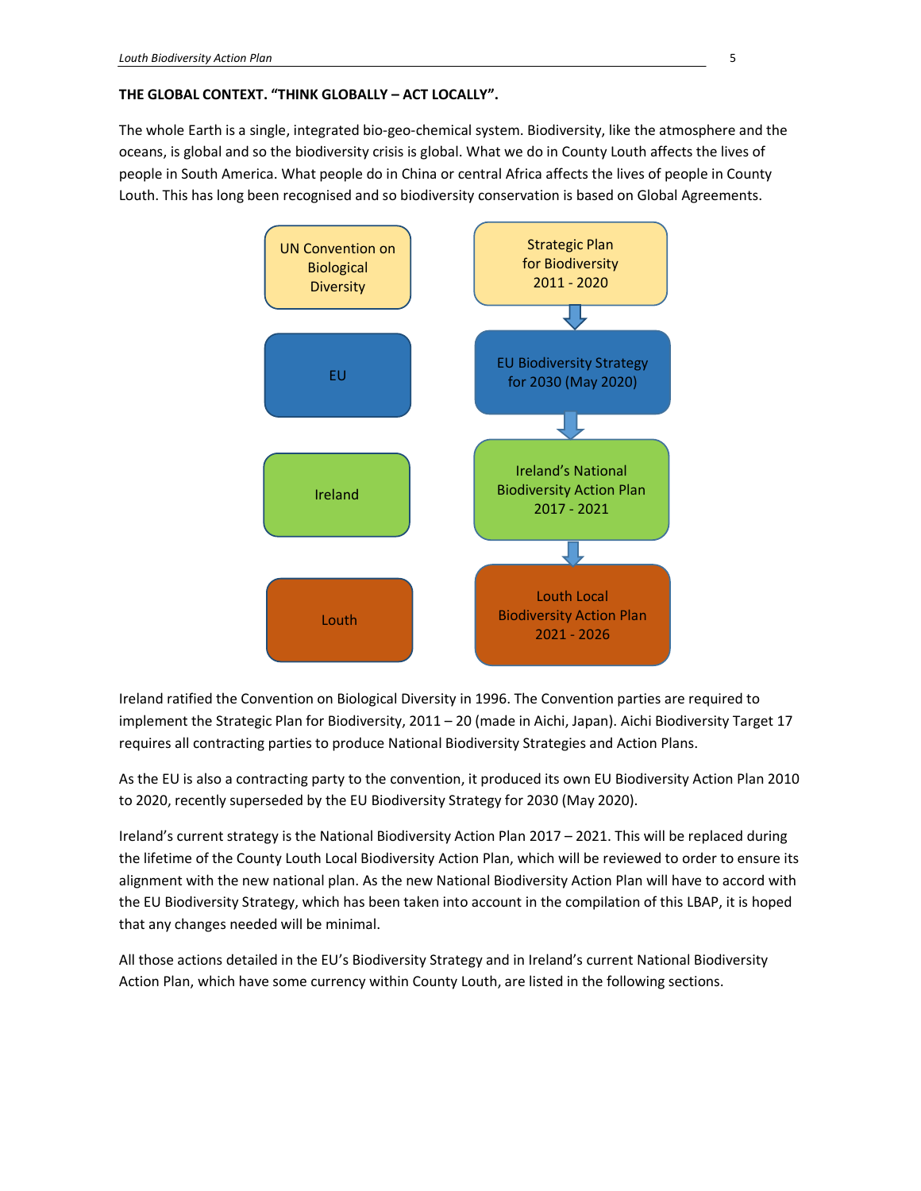**THE GLOBAL CONTEXT. "THINK GLOBALLY – ACT LOCALLY".**

The whole Earth is a single, integrated bio-geo-chemical system. Biodiversity, like the atmosphere and the oceans, is global and so the biodiversity crisis is global. What we do in County Louth affects the lives of people in South America. What people do in China or central Africa affects the lives of people in County Louth. This has long been recognised and so biodiversity conservation is based on Global Agreements.

| Level | Plan |
| --- | --- |
| UN Convention on Biological Diversity | Strategic Plan for Biodiversity 2011 - 2020 |
| EU | EU Biodiversity Strategy for 2030 (May 2020) |
| Ireland | Ireland's National Biodiversity Action Plan 2017 - 2021 |
| Louth | Louth Local Biodiversity Action Plan 2021 - 2026 |

Ireland ratified the Convention on Biological Diversity in 1996. The Convention parties are required to implement the Strategic Plan for Biodiversity, 2011 – 20 (made in Aichi, Japan). Aichi Biodiversity Target 17 requires all contracting parties to produce National Biodiversity Strategies and Action Plans.

As the EU is also a contracting party to the convention, it produced its own EU Biodiversity Action Plan 2010 to 2020, recently superseded by the EU Biodiversity Strategy for 2030 (May 2020).

Ireland's current strategy is the National Biodiversity Action Plan 2017 – 2021. This will be replaced during the lifetime of the County Louth Local Biodiversity Action Plan, which will be reviewed to order to ensure its alignment with the new national plan. As the new National Biodiversity Action Plan will have to accord with the EU Biodiversity Strategy, which has been taken into account in the compilation of this LBAP, it is hoped that any changes needed will be minimal.

All those actions detailed in the EU's Biodiversity Strategy and in Ireland's current National Biodiversity Action Plan, which have some currency within County Louth, are listed in the following sections.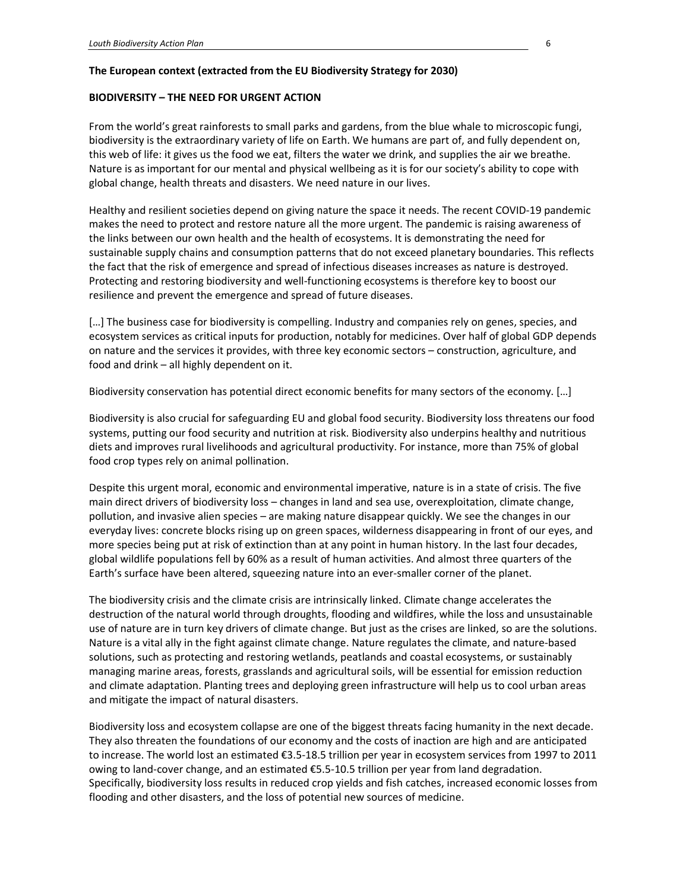**The European context (extracted from the EU Biodiversity Strategy for 2030)**

**BIODIVERSITY – THE NEED FOR URGENT ACTION**

From the world's great rainforests to small parks and gardens, from the blue whale to microscopic fungi, biodiversity is the extraordinary variety of life on Earth. We humans are part of, and fully dependent on, this web of life: it gives us the food we eat, filters the water we drink, and supplies the air we breathe. Nature is as important for our mental and physical wellbeing as it is for our society's ability to cope with global change, health threats and disasters. We need nature in our lives.

Healthy and resilient societies depend on giving nature the space it needs. The recent COVID-19 pandemic makes the need to protect and restore nature all the more urgent. The pandemic is raising awareness of the links between our own health and the health of ecosystems. It is demonstrating the need for sustainable supply chains and consumption patterns that do not exceed planetary boundaries. This reflects the fact that the risk of emergence and spread of infectious diseases increases as nature is destroyed. Protecting and restoring biodiversity and well-functioning ecosystems is therefore key to boost our resilience and prevent the emergence and spread of future diseases.

[…] The business case for biodiversity is compelling. Industry and companies rely on genes, species, and ecosystem services as critical inputs for production, notably for medicines. Over half of global GDP depends on nature and the services it provides, with three key economic sectors – construction, agriculture, and food and drink – all highly dependent on it.

Biodiversity conservation has potential direct economic benefits for many sectors of the economy. […]

Biodiversity is also crucial for safeguarding EU and global food security. Biodiversity loss threatens our food systems, putting our food security and nutrition at risk. Biodiversity also underpins healthy and nutritious diets and improves rural livelihoods and agricultural productivity. For instance, more than 75% of global food crop types rely on animal pollination.

Despite this urgent moral, economic and environmental imperative, nature is in a state of crisis. The five main direct drivers of biodiversity loss – changes in land and sea use, overexploitation, climate change, pollution, and invasive alien species – are making nature disappear quickly. We see the changes in our everyday lives: concrete blocks rising up on green spaces, wilderness disappearing in front of our eyes, and more species being put at risk of extinction than at any point in human history. In the last four decades, global wildlife populations fell by 60% as a result of human activities. And almost three quarters of the Earth's surface have been altered, squeezing nature into an ever-smaller corner of the planet.

The biodiversity crisis and the climate crisis are intrinsically linked. Climate change accelerates the destruction of the natural world through droughts, flooding and wildfires, while the loss and unsustainable use of nature are in turn key drivers of climate change. But just as the crises are linked, so are the solutions. Nature is a vital ally in the fight against climate change. Nature regulates the climate, and nature-based solutions, such as protecting and restoring wetlands, peatlands and coastal ecosystems, or sustainably managing marine areas, forests, grasslands and agricultural soils, will be essential for emission reduction and climate adaptation. Planting trees and deploying green infrastructure will help us to cool urban areas and mitigate the impact of natural disasters.

Biodiversity loss and ecosystem collapse are one of the biggest threats facing humanity in the next decade. They also threaten the foundations of our economy and the costs of inaction are high and are anticipated to increase. The world lost an estimated €3.5-18.5 trillion per year in ecosystem services from 1997 to 2011 owing to land-cover change, and an estimated €5.5-10.5 trillion per year from land degradation. Specifically, biodiversity loss results in reduced crop yields and fish catches, increased economic losses from flooding and other disasters, and the loss of potential new sources of medicine.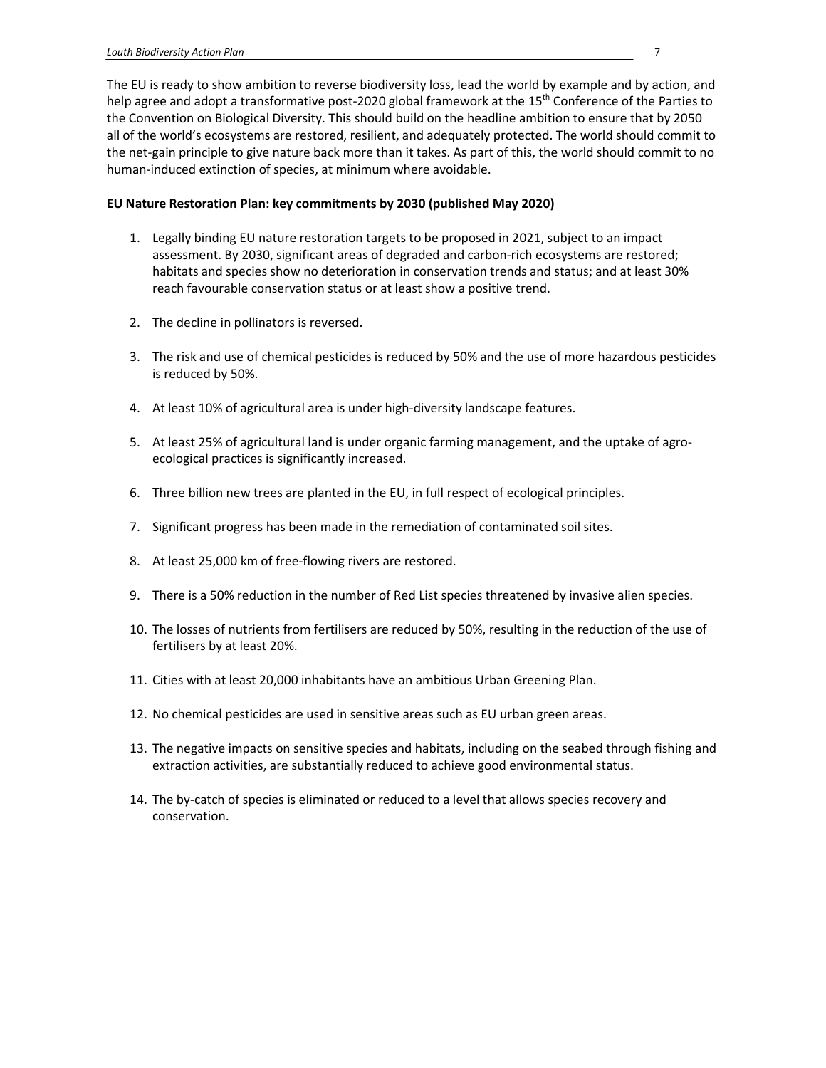The EU is ready to show ambition to reverse biodiversity loss, lead the world by example and by action, and help agree and adopt a transformative post-2020 global framework at the 15th Conference of the Parties to the Convention on Biological Diversity. This should build on the headline ambition to ensure that by 2050 all of the world's ecosystems are restored, resilient, and adequately protected. The world should commit to the net-gain principle to give nature back more than it takes. As part of this, the world should commit to no human-induced extinction of species, at minimum where avoidable.

**EU Nature Restoration Plan: key commitments by 2030 (published May 2020)**

1. Legally binding EU nature restoration targets to be proposed in 2021, subject to an impact assessment. By 2030, significant areas of degraded and carbon-rich ecosystems are restored; habitats and species show no deterioration in conservation trends and status; and at least 30% reach favourable conservation status or at least show a positive trend.

2. The decline in pollinators is reversed.

3. The risk and use of chemical pesticides is reduced by 50% and the use of more hazardous pesticides is reduced by 50%.

4. At least 10% of agricultural area is under high-diversity landscape features.

5. At least 25% of agricultural land is under organic farming management, and the uptake of agro-ecological practices is significantly increased.

6. Three billion new trees are planted in the EU, in full respect of ecological principles.

7. Significant progress has been made in the remediation of contaminated soil sites.

8. At least 25,000 km of free-flowing rivers are restored.

9. There is a 50% reduction in the number of Red List species threatened by invasive alien species.

10. The losses of nutrients from fertilisers are reduced by 50%, resulting in the reduction of the use of fertilisers by at least 20%.

11. Cities with at least 20,000 inhabitants have an ambitious Urban Greening Plan.

12. No chemical pesticides are used in sensitive areas such as EU urban green areas.

13. The negative impacts on sensitive species and habitats, including on the seabed through fishing and extraction activities, are substantially reduced to achieve good environmental status.

14. The by-catch of species is eliminated or reduced to a level that allows species recovery and conservation.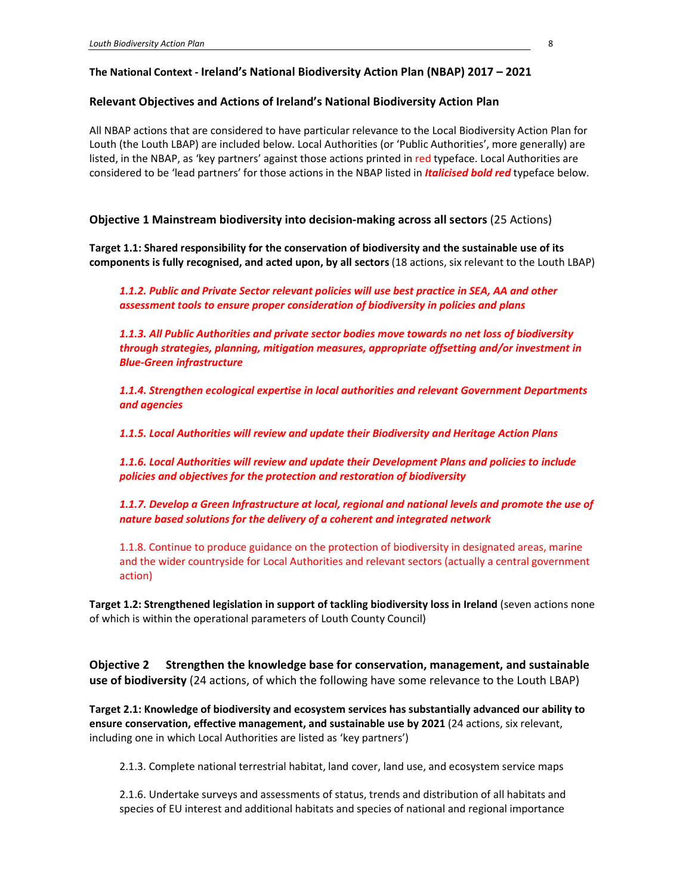## The National Context - Ireland's National Biodiversity Action Plan (NBAP) 2017 – 2021

### Relevant Objectives and Actions of Ireland's National Biodiversity Action Plan

All NBAP actions that are considered to have particular relevance to the Local Biodiversity Action Plan for Louth (the Louth LBAP) are included below. Local Authorities (or 'Public Authorities', more generally) are listed, in the NBAP, as 'key partners' against those actions printed in red typeface. Local Authorities are considered to be 'lead partners' for those actions in the NBAP listed in ***Italicised bold red*** typeface below.

### Objective 1 Mainstream biodiversity into decision-making across all sectors (25 Actions)

**Target 1.1: Shared responsibility for the conservation of biodiversity and the sustainable use of its components is fully recognised, and acted upon, by all sectors** (18 actions, six relevant to the Louth LBAP)

> ***1.1.2. Public and Private Sector relevant policies will use best practice in SEA, AA and other assessment tools to ensure proper consideration of biodiversity in policies and plans***
>
> ***1.1.3. All Public Authorities and private sector bodies move towards no net loss of biodiversity through strategies, planning, mitigation measures, appropriate offsetting and/or investment in Blue-Green infrastructure***
>
> ***1.1.4. Strengthen ecological expertise in local authorities and relevant Government Departments and agencies***
>
> ***1.1.5. Local Authorities will review and update their Biodiversity and Heritage Action Plans***
>
> ***1.1.6. Local Authorities will review and update their Development Plans and policies to include policies and objectives for the protection and restoration of biodiversity***
>
> ***1.1.7. Develop a Green Infrastructure at local, regional and national levels and promote the use of nature based solutions for the delivery of a coherent and integrated network***
>
> 1.1.8. Continue to produce guidance on the protection of biodiversity in designated areas, marine and the wider countryside for Local Authorities and relevant sectors (actually a central government action)

**Target 1.2: Strengthened legislation in support of tackling biodiversity loss in Ireland** (seven actions none of which is within the operational parameters of Louth County Council)

### Objective 2 Strengthen the knowledge base for conservation, management, and sustainable use of biodiversity (24 actions, of which the following have some relevance to the Louth LBAP)

**Target 2.1: Knowledge of biodiversity and ecosystem services has substantially advanced our ability to ensure conservation, effective management, and sustainable use by 2021** (24 actions, six relevant, including one in which Local Authorities are listed as 'key partners')

> 2.1.3. Complete national terrestrial habitat, land cover, land use, and ecosystem service maps
>
> 2.1.6. Undertake surveys and assessments of status, trends and distribution of all habitats and species of EU interest and additional habitats and species of national and regional importance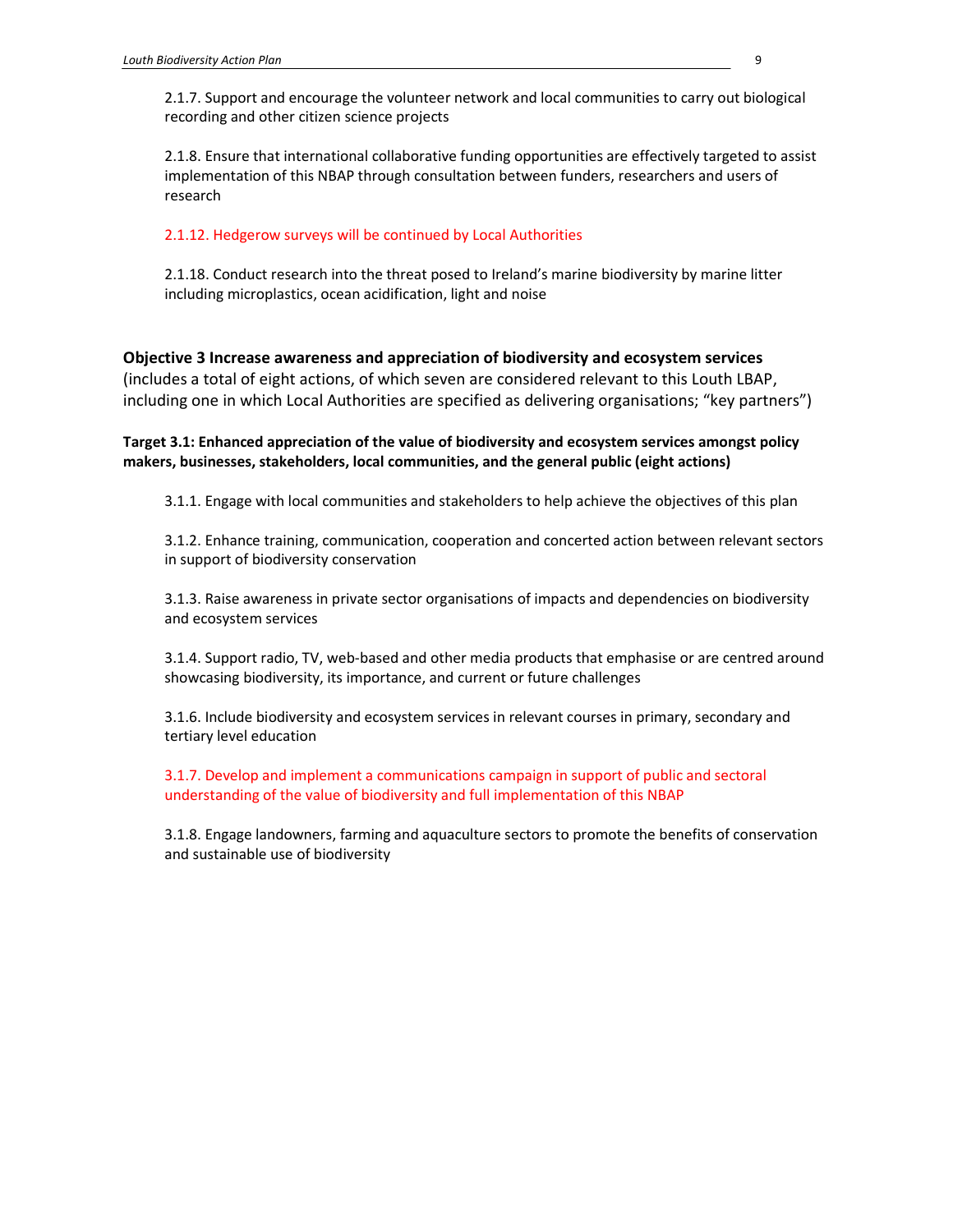2.1.7. Support and encourage the volunteer network and local communities to carry out biological recording and other citizen science projects

2.1.8. Ensure that international collaborative funding opportunities are effectively targeted to assist implementation of this NBAP through consultation between funders, researchers and users of research

2.1.12. Hedgerow surveys will be continued by Local Authorities

2.1.18. Conduct research into the threat posed to Ireland's marine biodiversity by marine litter including microplastics, ocean acidification, light and noise

**Objective 3 Increase awareness and appreciation of biodiversity and ecosystem services**
(includes a total of eight actions, of which seven are considered relevant to this Louth LBAP, including one in which Local Authorities are specified as delivering organisations; "key partners")

**Target 3.1: Enhanced appreciation of the value of biodiversity and ecosystem services amongst policy makers, businesses, stakeholders, local communities, and the general public (eight actions)**

3.1.1. Engage with local communities and stakeholders to help achieve the objectives of this plan

3.1.2. Enhance training, communication, cooperation and concerted action between relevant sectors in support of biodiversity conservation

3.1.3. Raise awareness in private sector organisations of impacts and dependencies on biodiversity and ecosystem services

3.1.4. Support radio, TV, web-based and other media products that emphasise or are centred around showcasing biodiversity, its importance, and current or future challenges

3.1.6. Include biodiversity and ecosystem services in relevant courses in primary, secondary and tertiary level education

3.1.7. Develop and implement a communications campaign in support of public and sectoral understanding of the value of biodiversity and full implementation of this NBAP

3.1.8. Engage landowners, farming and aquaculture sectors to promote the benefits of conservation and sustainable use of biodiversity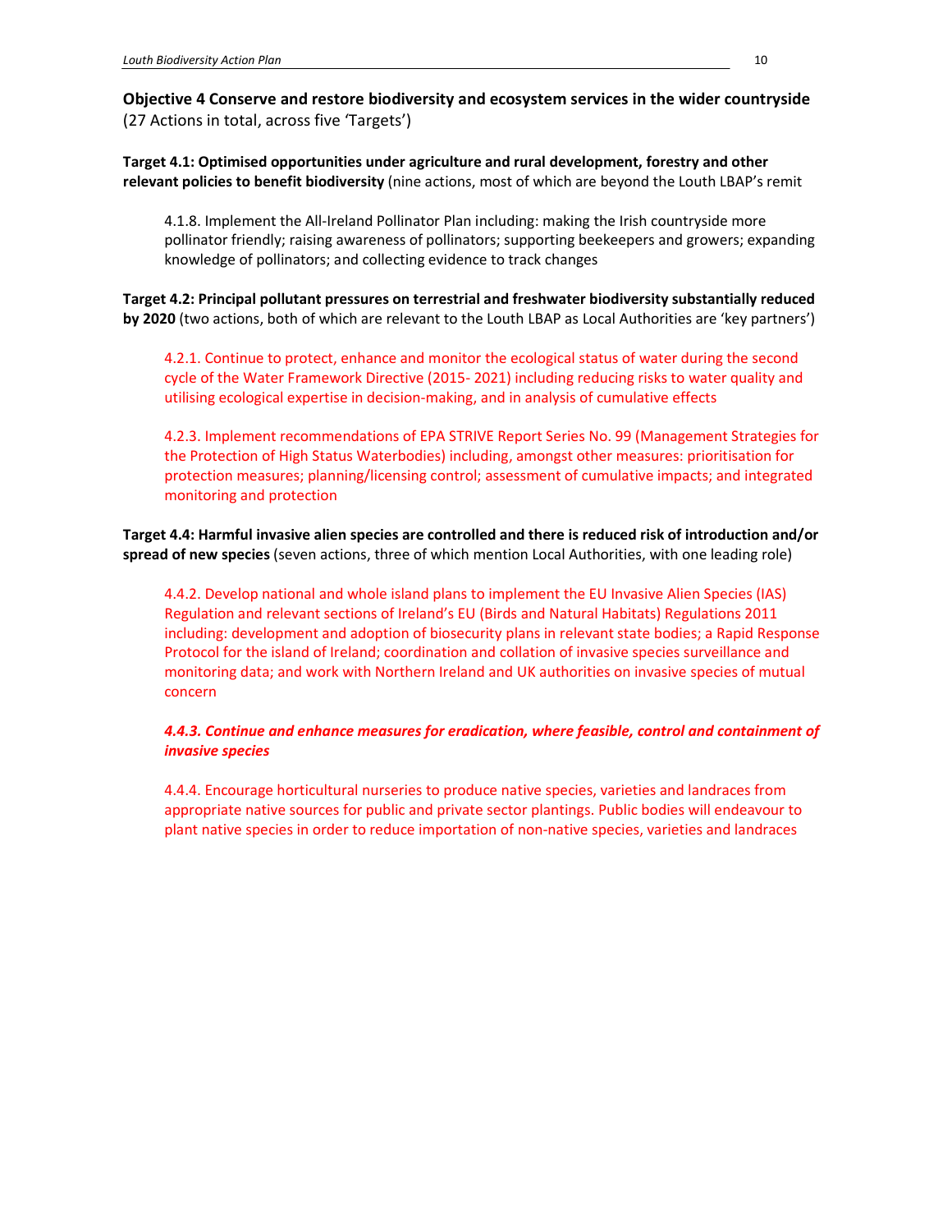**Objective 4 Conserve and restore biodiversity and ecosystem services in the wider countryside**
(27 Actions in total, across five 'Targets')

**Target 4.1: Optimised opportunities under agriculture and rural development, forestry and other relevant policies to benefit biodiversity** (nine actions, most of which are beyond the Louth LBAP's remit

4.1.8. Implement the All-Ireland Pollinator Plan including: making the Irish countryside more pollinator friendly; raising awareness of pollinators; supporting beekeepers and growers; expanding knowledge of pollinators; and collecting evidence to track changes

**Target 4.2: Principal pollutant pressures on terrestrial and freshwater biodiversity substantially reduced by 2020** (two actions, both of which are relevant to the Louth LBAP as Local Authorities are 'key partners')

4.2.1. Continue to protect, enhance and monitor the ecological status of water during the second cycle of the Water Framework Directive (2015- 2021) including reducing risks to water quality and utilising ecological expertise in decision-making, and in analysis of cumulative effects

4.2.3. Implement recommendations of EPA STRIVE Report Series No. 99 (Management Strategies for the Protection of High Status Waterbodies) including, amongst other measures: prioritisation for protection measures; planning/licensing control; assessment of cumulative impacts; and integrated monitoring and protection

**Target 4.4: Harmful invasive alien species are controlled and there is reduced risk of introduction and/or spread of new species** (seven actions, three of which mention Local Authorities, with one leading role)

4.4.2. Develop national and whole island plans to implement the EU Invasive Alien Species (IAS) Regulation and relevant sections of Ireland's EU (Birds and Natural Habitats) Regulations 2011 including: development and adoption of biosecurity plans in relevant state bodies; a Rapid Response Protocol for the island of Ireland; coordination and collation of invasive species surveillance and monitoring data; and work with Northern Ireland and UK authorities on invasive species of mutual concern

***4.4.3. Continue and enhance measures for eradication, where feasible, control and containment of invasive species***

4.4.4. Encourage horticultural nurseries to produce native species, varieties and landraces from appropriate native sources for public and private sector plantings. Public bodies will endeavour to plant native species in order to reduce importation of non-native species, varieties and landraces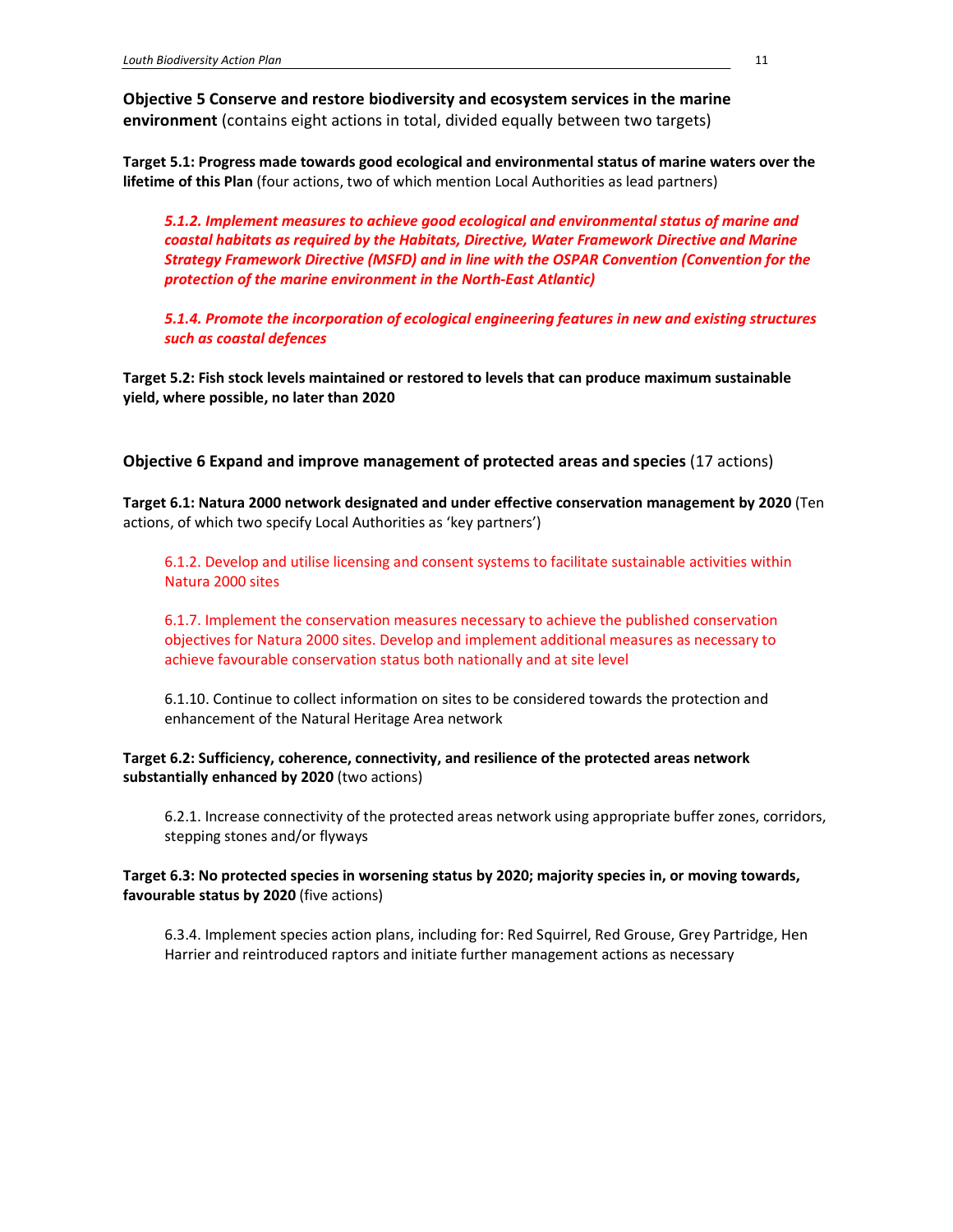**Objective 5 Conserve and restore biodiversity and ecosystem services in the marine environment** (contains eight actions in total, divided equally between two targets)

**Target 5.1: Progress made towards good ecological and environmental status of marine waters over the lifetime of this Plan** (four actions, two of which mention Local Authorities as lead partners)

> ***5.1.2. Implement measures to achieve good ecological and environmental status of marine and coastal habitats as required by the Habitats, Directive, Water Framework Directive and Marine Strategy Framework Directive (MSFD) and in line with the OSPAR Convention (Convention for the protection of the marine environment in the North-East Atlantic)***
>
> ***5.1.4. Promote the incorporation of ecological engineering features in new and existing structures such as coastal defences***

**Target 5.2: Fish stock levels maintained or restored to levels that can produce maximum sustainable yield, where possible, no later than 2020**

**Objective 6 Expand and improve management of protected areas and species** (17 actions)

**Target 6.1: Natura 2000 network designated and under effective conservation management by 2020** (Ten actions, of which two specify Local Authorities as 'key partners')

> 6.1.2. Develop and utilise licensing and consent systems to facilitate sustainable activities within Natura 2000 sites
>
> 6.1.7. Implement the conservation measures necessary to achieve the published conservation objectives for Natura 2000 sites. Develop and implement additional measures as necessary to achieve favourable conservation status both nationally and at site level
>
> 6.1.10. Continue to collect information on sites to be considered towards the protection and enhancement of the Natural Heritage Area network

**Target 6.2: Sufficiency, coherence, connectivity, and resilience of the protected areas network substantially enhanced by 2020** (two actions)

> 6.2.1. Increase connectivity of the protected areas network using appropriate buffer zones, corridors, stepping stones and/or flyways

**Target 6.3: No protected species in worsening status by 2020; majority species in, or moving towards, favourable status by 2020** (five actions)

> 6.3.4. Implement species action plans, including for: Red Squirrel, Red Grouse, Grey Partridge, Hen Harrier and reintroduced raptors and initiate further management actions as necessary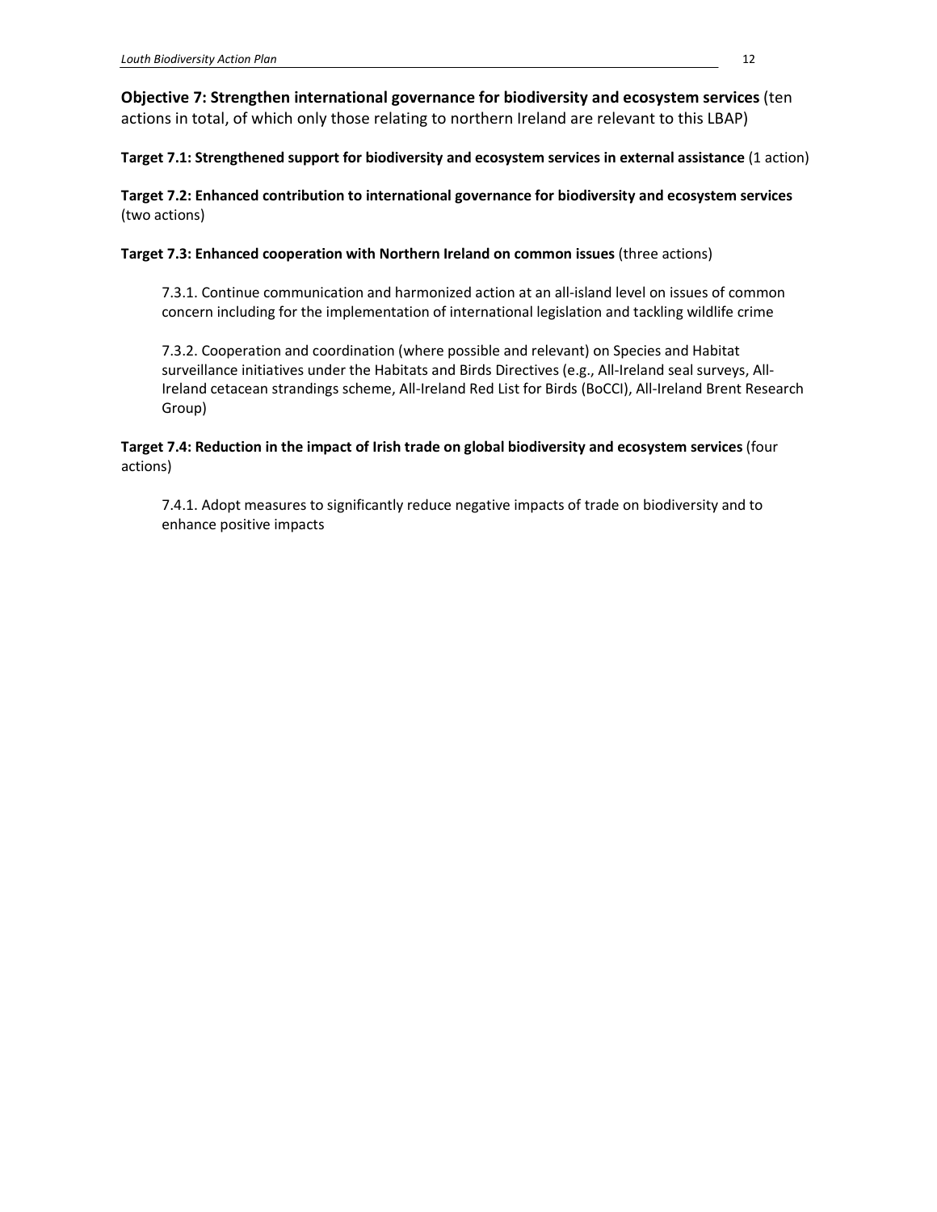**Objective 7: Strengthen international governance for biodiversity and ecosystem services** (ten actions in total, of which only those relating to northern Ireland are relevant to this LBAP)

**Target 7.1: Strengthened support for biodiversity and ecosystem services in external assistance** (1 action)

**Target 7.2: Enhanced contribution to international governance for biodiversity and ecosystem services** (two actions)

**Target 7.3: Enhanced cooperation with Northern Ireland on common issues** (three actions)

> 7.3.1. Continue communication and harmonized action at an all-island level on issues of common concern including for the implementation of international legislation and tackling wildlife crime
>
> 7.3.2. Cooperation and coordination (where possible and relevant) on Species and Habitat surveillance initiatives under the Habitats and Birds Directives (e.g., All-Ireland seal surveys, All-Ireland cetacean strandings scheme, All-Ireland Red List for Birds (BoCCI), All-Ireland Brent Research Group)

**Target 7.4: Reduction in the impact of Irish trade on global biodiversity and ecosystem services** (four actions)

> 7.4.1. Adopt measures to significantly reduce negative impacts of trade on biodiversity and to enhance positive impacts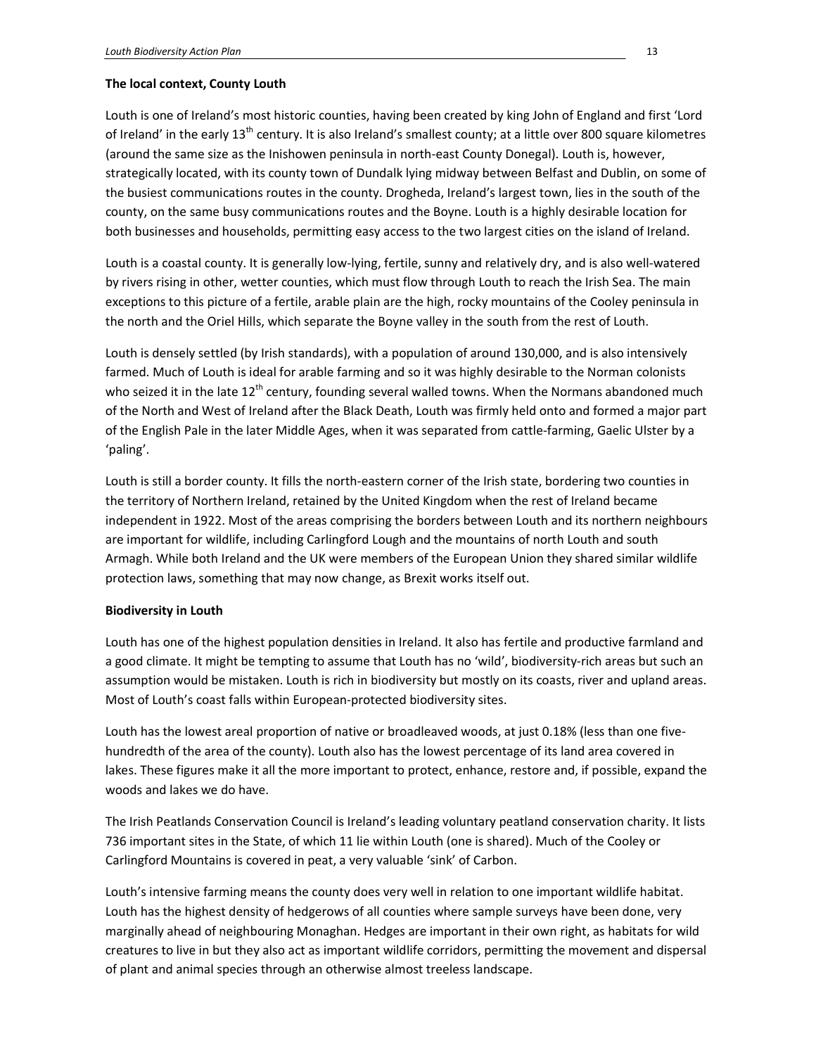**The local context, County Louth**

Louth is one of Ireland's most historic counties, having been created by king John of England and first 'Lord of Ireland' in the early 13th century. It is also Ireland's smallest county; at a little over 800 square kilometres (around the same size as the Inishowen peninsula in north-east County Donegal). Louth is, however, strategically located, with its county town of Dundalk lying midway between Belfast and Dublin, on some of the busiest communications routes in the county. Drogheda, Ireland's largest town, lies in the south of the county, on the same busy communications routes and the Boyne. Louth is a highly desirable location for both businesses and households, permitting easy access to the two largest cities on the island of Ireland.

Louth is a coastal county. It is generally low-lying, fertile, sunny and relatively dry, and is also well-watered by rivers rising in other, wetter counties, which must flow through Louth to reach the Irish Sea. The main exceptions to this picture of a fertile, arable plain are the high, rocky mountains of the Cooley peninsula in the north and the Oriel Hills, which separate the Boyne valley in the south from the rest of Louth.

Louth is densely settled (by Irish standards), with a population of around 130,000, and is also intensively farmed. Much of Louth is ideal for arable farming and so it was highly desirable to the Norman colonists who seized it in the late 12th century, founding several walled towns. When the Normans abandoned much of the North and West of Ireland after the Black Death, Louth was firmly held onto and formed a major part of the English Pale in the later Middle Ages, when it was separated from cattle-farming, Gaelic Ulster by a 'paling'.

Louth is still a border county. It fills the north-eastern corner of the Irish state, bordering two counties in the territory of Northern Ireland, retained by the United Kingdom when the rest of Ireland became independent in 1922. Most of the areas comprising the borders between Louth and its northern neighbours are important for wildlife, including Carlingford Lough and the mountains of north Louth and south Armagh. While both Ireland and the UK were members of the European Union they shared similar wildlife protection laws, something that may now change, as Brexit works itself out.

**Biodiversity in Louth**

Louth has one of the highest population densities in Ireland. It also has fertile and productive farmland and a good climate. It might be tempting to assume that Louth has no 'wild', biodiversity-rich areas but such an assumption would be mistaken. Louth is rich in biodiversity but mostly on its coasts, river and upland areas. Most of Louth's coast falls within European-protected biodiversity sites.

Louth has the lowest areal proportion of native or broadleaved woods, at just 0.18% (less than one five-hundredth of the area of the county). Louth also has the lowest percentage of its land area covered in lakes. These figures make it all the more important to protect, enhance, restore and, if possible, expand the woods and lakes we do have.

The Irish Peatlands Conservation Council is Ireland's leading voluntary peatland conservation charity. It lists 736 important sites in the State, of which 11 lie within Louth (one is shared). Much of the Cooley or Carlingford Mountains is covered in peat, a very valuable 'sink' of Carbon.

Louth's intensive farming means the county does very well in relation to one important wildlife habitat. Louth has the highest density of hedgerows of all counties where sample surveys have been done, very marginally ahead of neighbouring Monaghan. Hedges are important in their own right, as habitats for wild creatures to live in but they also act as important wildlife corridors, permitting the movement and dispersal of plant and animal species through an otherwise almost treeless landscape.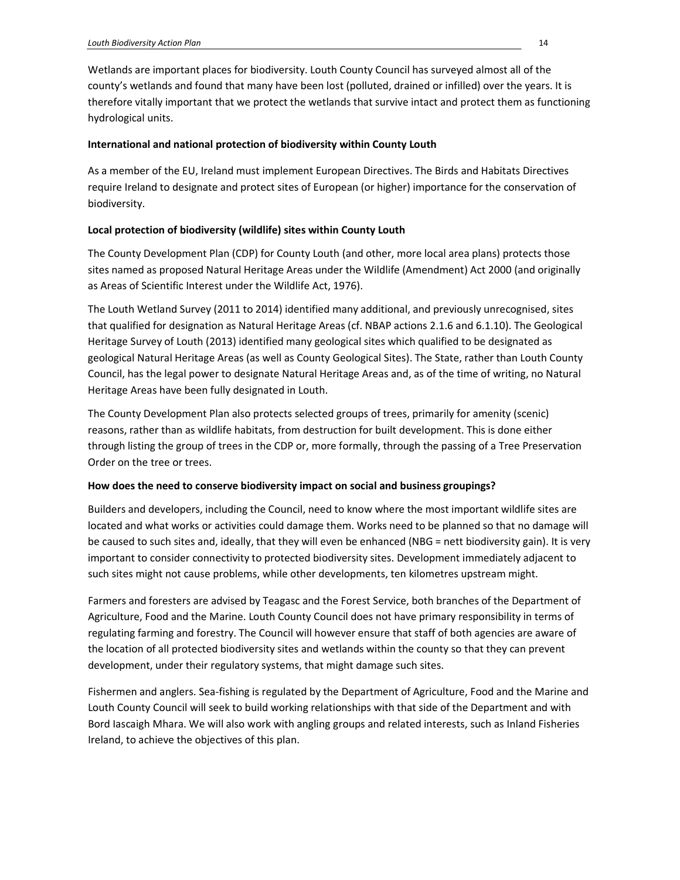Wetlands are important places for biodiversity. Louth County Council has surveyed almost all of the county's wetlands and found that many have been lost (polluted, drained or infilled) over the years. It is therefore vitally important that we protect the wetlands that survive intact and protect them as functioning hydrological units.

**International and national protection of biodiversity within County Louth**

As a member of the EU, Ireland must implement European Directives. The Birds and Habitats Directives require Ireland to designate and protect sites of European (or higher) importance for the conservation of biodiversity.

**Local protection of biodiversity (wildlife) sites within County Louth**

The County Development Plan (CDP) for County Louth (and other, more local area plans) protects those sites named as proposed Natural Heritage Areas under the Wildlife (Amendment) Act 2000 (and originally as Areas of Scientific Interest under the Wildlife Act, 1976).

The Louth Wetland Survey (2011 to 2014) identified many additional, and previously unrecognised, sites that qualified for designation as Natural Heritage Areas (cf. NBAP actions 2.1.6 and 6.1.10). The Geological Heritage Survey of Louth (2013) identified many geological sites which qualified to be designated as geological Natural Heritage Areas (as well as County Geological Sites). The State, rather than Louth County Council, has the legal power to designate Natural Heritage Areas and, as of the time of writing, no Natural Heritage Areas have been fully designated in Louth.

The County Development Plan also protects selected groups of trees, primarily for amenity (scenic) reasons, rather than as wildlife habitats, from destruction for built development. This is done either through listing the group of trees in the CDP or, more formally, through the passing of a Tree Preservation Order on the tree or trees.

**How does the need to conserve biodiversity impact on social and business groupings?**

Builders and developers, including the Council, need to know where the most important wildlife sites are located and what works or activities could damage them. Works need to be planned so that no damage will be caused to such sites and, ideally, that they will even be enhanced (NBG = nett biodiversity gain). It is very important to consider connectivity to protected biodiversity sites. Development immediately adjacent to such sites might not cause problems, while other developments, ten kilometres upstream might.

Farmers and foresters are advised by Teagasc and the Forest Service, both branches of the Department of Agriculture, Food and the Marine. Louth County Council does not have primary responsibility in terms of regulating farming and forestry. The Council will however ensure that staff of both agencies are aware of the location of all protected biodiversity sites and wetlands within the county so that they can prevent development, under their regulatory systems, that might damage such sites.

Fishermen and anglers. Sea-fishing is regulated by the Department of Agriculture, Food and the Marine and Louth County Council will seek to build working relationships with that side of the Department and with Bord Iascaigh Mhara. We will also work with angling groups and related interests, such as Inland Fisheries Ireland, to achieve the objectives of this plan.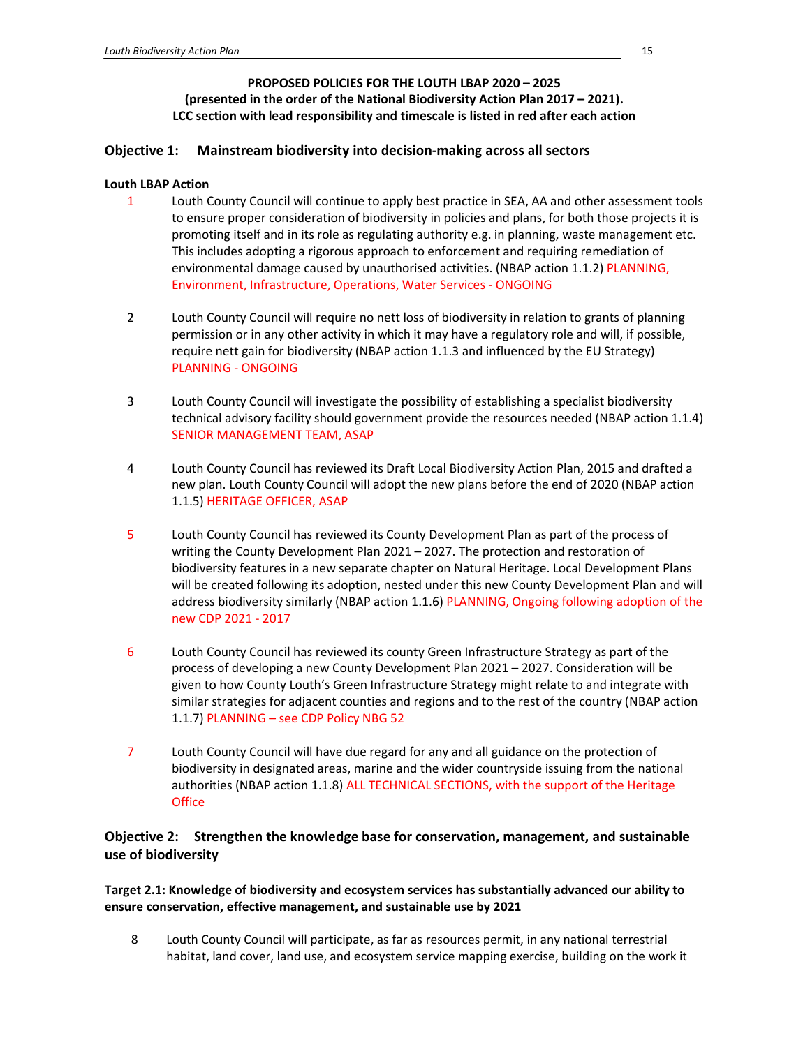**PROPOSED POLICIES FOR THE LOUTH LBAP 2020 – 2025**
**(presented in the order of the National Biodiversity Action Plan 2017 – 2021).**
**LCC section with lead responsibility and timescale is listed in red after each action**

## Objective 1: Mainstream biodiversity into decision-making across all sectors

**Louth LBAP Action**

1. Louth County Council will continue to apply best practice in SEA, AA and other assessment tools to ensure proper consideration of biodiversity in policies and plans, for both those projects it is promoting itself and in its role as regulating authority e.g. in planning, waste management etc. This includes adopting a rigorous approach to enforcement and requiring remediation of environmental damage caused by unauthorised activities. (NBAP action 1.1.2) PLANNING, Environment, Infrastructure, Operations, Water Services - ONGOING

2. Louth County Council will require no nett loss of biodiversity in relation to grants of planning permission or in any other activity in which it may have a regulatory role and will, if possible, require nett gain for biodiversity (NBAP action 1.1.3 and influenced by the EU Strategy) PLANNING - ONGOING

3. Louth County Council will investigate the possibility of establishing a specialist biodiversity technical advisory facility should government provide the resources needed (NBAP action 1.1.4) SENIOR MANAGEMENT TEAM, ASAP

4. Louth County Council has reviewed its Draft Local Biodiversity Action Plan, 2015 and drafted a new plan. Louth County Council will adopt the new plans before the end of 2020 (NBAP action 1.1.5) HERITAGE OFFICER, ASAP

5. Louth County Council has reviewed its County Development Plan as part of the process of writing the County Development Plan 2021 – 2027. The protection and restoration of biodiversity features in a new separate chapter on Natural Heritage. Local Development Plans will be created following its adoption, nested under this new County Development Plan and will address biodiversity similarly (NBAP action 1.1.6) PLANNING, Ongoing following adoption of the new CDP 2021 - 2017

6. Louth County Council has reviewed its county Green Infrastructure Strategy as part of the process of developing a new County Development Plan 2021 – 2027. Consideration will be given to how County Louth's Green Infrastructure Strategy might relate to and integrate with similar strategies for adjacent counties and regions and to the rest of the country (NBAP action 1.1.7) PLANNING – see CDP Policy NBG 52

7. Louth County Council will have due regard for any and all guidance on the protection of biodiversity in designated areas, marine and the wider countryside issuing from the national authorities (NBAP action 1.1.8) ALL TECHNICAL SECTIONS, with the support of the Heritage Office

## Objective 2: Strengthen the knowledge base for conservation, management, and sustainable use of biodiversity

**Target 2.1: Knowledge of biodiversity and ecosystem services has substantially advanced our ability to ensure conservation, effective management, and sustainable use by 2021**

8. Louth County Council will participate, as far as resources permit, in any national terrestrial habitat, land cover, land use, and ecosystem service mapping exercise, building on the work it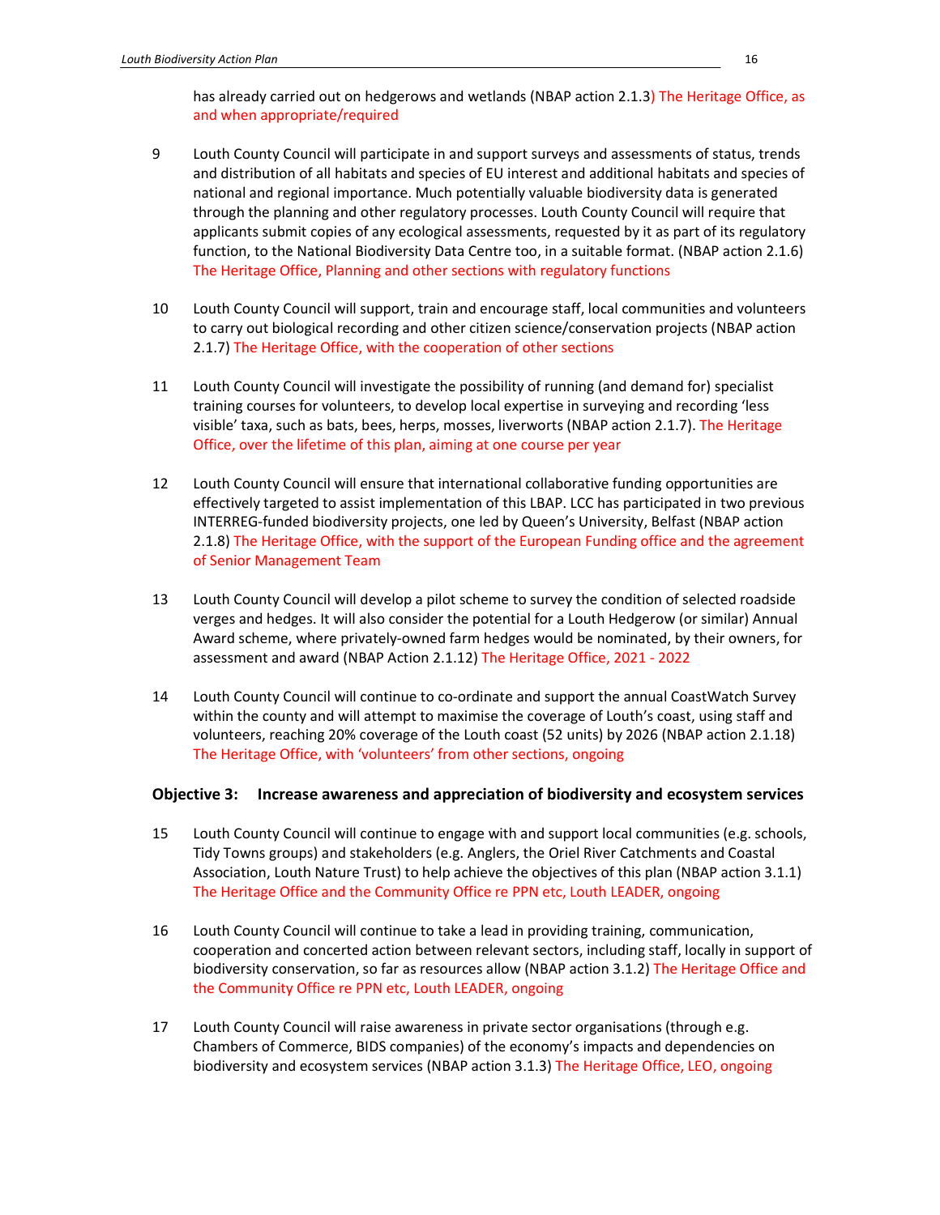has already carried out on hedgerows and wetlands (NBAP action 2.1.3) The Heritage Office, as and when appropriate/required

9 Louth County Council will participate in and support surveys and assessments of status, trends and distribution of all habitats and species of EU interest and additional habitats and species of national and regional importance. Much potentially valuable biodiversity data is generated through the planning and other regulatory processes. Louth County Council will require that applicants submit copies of any ecological assessments, requested by it as part of its regulatory function, to the National Biodiversity Data Centre too, in a suitable format. (NBAP action 2.1.6) The Heritage Office, Planning and other sections with regulatory functions

10 Louth County Council will support, train and encourage staff, local communities and volunteers to carry out biological recording and other citizen science/conservation projects (NBAP action 2.1.7) The Heritage Office, with the cooperation of other sections

11 Louth County Council will investigate the possibility of running (and demand for) specialist training courses for volunteers, to develop local expertise in surveying and recording 'less visible' taxa, such as bats, bees, herps, mosses, liverworts (NBAP action 2.1.7). The Heritage Office, over the lifetime of this plan, aiming at one course per year

12 Louth County Council will ensure that international collaborative funding opportunities are effectively targeted to assist implementation of this LBAP. LCC has participated in two previous INTERREG-funded biodiversity projects, one led by Queen's University, Belfast (NBAP action 2.1.8) The Heritage Office, with the support of the European Funding office and the agreement of Senior Management Team

13 Louth County Council will develop a pilot scheme to survey the condition of selected roadside verges and hedges. It will also consider the potential for a Louth Hedgerow (or similar) Annual Award scheme, where privately-owned farm hedges would be nominated, by their owners, for assessment and award (NBAP Action 2.1.12) The Heritage Office, 2021 - 2022

14 Louth County Council will continue to co-ordinate and support the annual CoastWatch Survey within the county and will attempt to maximise the coverage of Louth's coast, using staff and volunteers, reaching 20% coverage of the Louth coast (52 units) by 2026 (NBAP action 2.1.18) The Heritage Office, with 'volunteers' from other sections, ongoing

**Objective 3: Increase awareness and appreciation of biodiversity and ecosystem services**

15 Louth County Council will continue to engage with and support local communities (e.g. schools, Tidy Towns groups) and stakeholders (e.g. Anglers, the Oriel River Catchments and Coastal Association, Louth Nature Trust) to help achieve the objectives of this plan (NBAP action 3.1.1) The Heritage Office and the Community Office re PPN etc, Louth LEADER, ongoing

16 Louth County Council will continue to take a lead in providing training, communication, cooperation and concerted action between relevant sectors, including staff, locally in support of biodiversity conservation, so far as resources allow (NBAP action 3.1.2) The Heritage Office and the Community Office re PPN etc, Louth LEADER, ongoing

17 Louth County Council will raise awareness in private sector organisations (through e.g. Chambers of Commerce, BIDS companies) of the economy's impacts and dependencies on biodiversity and ecosystem services (NBAP action 3.1.3) The Heritage Office, LEO, ongoing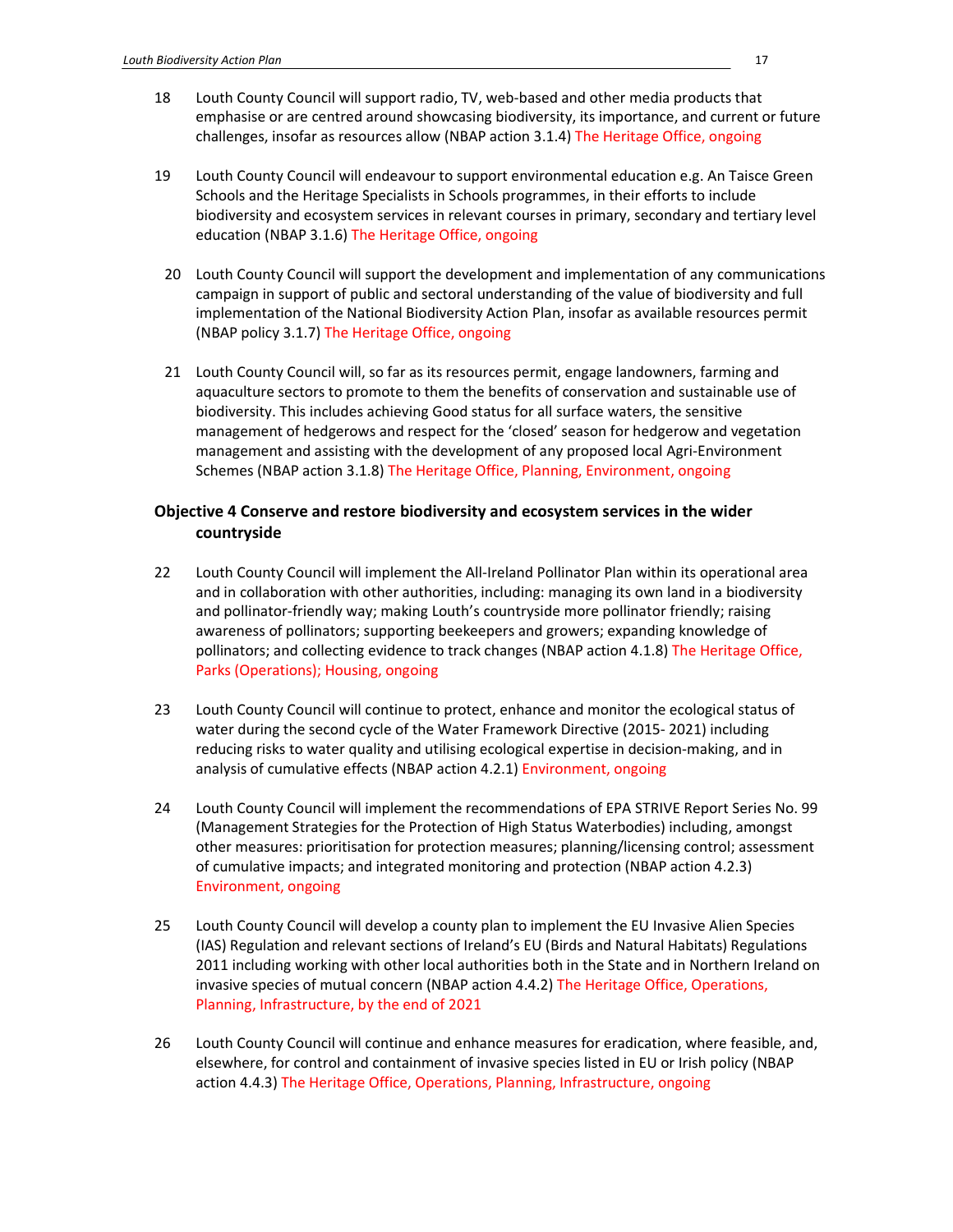18 Louth County Council will support radio, TV, web-based and other media products that emphasise or are centred around showcasing biodiversity, its importance, and current or future challenges, insofar as resources allow (NBAP action 3.1.4) The Heritage Office, ongoing

19 Louth County Council will endeavour to support environmental education e.g. An Taisce Green Schools and the Heritage Specialists in Schools programmes, in their efforts to include biodiversity and ecosystem services in relevant courses in primary, secondary and tertiary level education (NBAP 3.1.6) The Heritage Office, ongoing

20 Louth County Council will support the development and implementation of any communications campaign in support of public and sectoral understanding of the value of biodiversity and full implementation of the National Biodiversity Action Plan, insofar as available resources permit (NBAP policy 3.1.7) The Heritage Office, ongoing

21 Louth County Council will, so far as its resources permit, engage landowners, farming and aquaculture sectors to promote to them the benefits of conservation and sustainable use of biodiversity. This includes achieving Good status for all surface waters, the sensitive management of hedgerows and respect for the 'closed' season for hedgerow and vegetation management and assisting with the development of any proposed local Agri-Environment Schemes (NBAP action 3.1.8) The Heritage Office, Planning, Environment, ongoing

### Objective 4 Conserve and restore biodiversity and ecosystem services in the wider countryside

22 Louth County Council will implement the All-Ireland Pollinator Plan within its operational area and in collaboration with other authorities, including: managing its own land in a biodiversity and pollinator-friendly way; making Louth's countryside more pollinator friendly; raising awareness of pollinators; supporting beekeepers and growers; expanding knowledge of pollinators; and collecting evidence to track changes (NBAP action 4.1.8) The Heritage Office, Parks (Operations); Housing, ongoing

23 Louth County Council will continue to protect, enhance and monitor the ecological status of water during the second cycle of the Water Framework Directive (2015- 2021) including reducing risks to water quality and utilising ecological expertise in decision-making, and in analysis of cumulative effects (NBAP action 4.2.1) Environment, ongoing

24 Louth County Council will implement the recommendations of EPA STRIVE Report Series No. 99 (Management Strategies for the Protection of High Status Waterbodies) including, amongst other measures: prioritisation for protection measures; planning/licensing control; assessment of cumulative impacts; and integrated monitoring and protection (NBAP action 4.2.3) Environment, ongoing

25 Louth County Council will develop a county plan to implement the EU Invasive Alien Species (IAS) Regulation and relevant sections of Ireland's EU (Birds and Natural Habitats) Regulations 2011 including working with other local authorities both in the State and in Northern Ireland on invasive species of mutual concern (NBAP action 4.4.2) The Heritage Office, Operations, Planning, Infrastructure, by the end of 2021

26 Louth County Council will continue and enhance measures for eradication, where feasible, and, elsewhere, for control and containment of invasive species listed in EU or Irish policy (NBAP action 4.4.3) The Heritage Office, Operations, Planning, Infrastructure, ongoing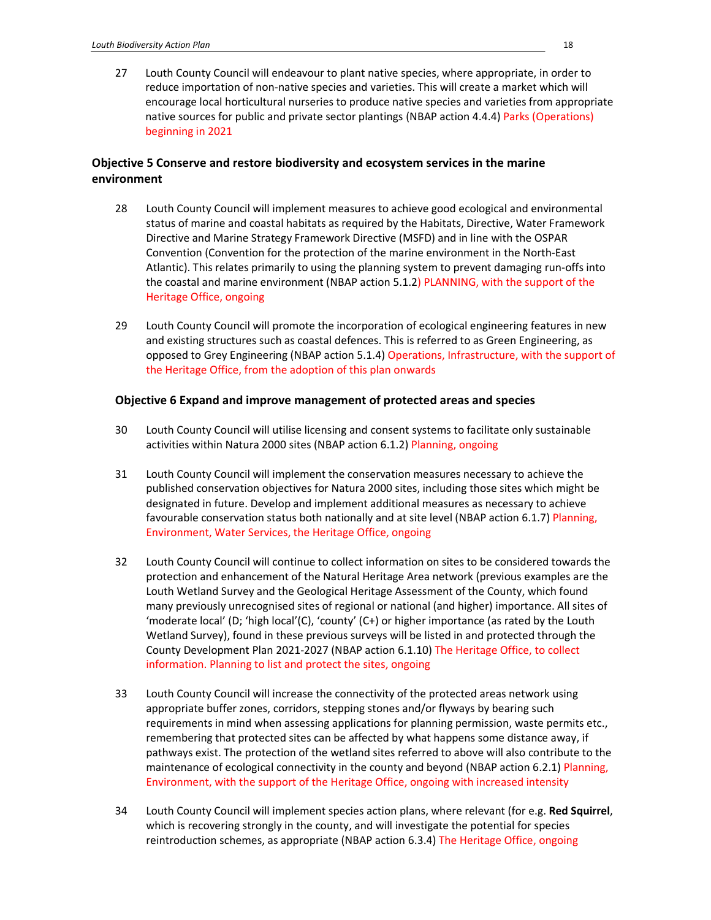27 Louth County Council will endeavour to plant native species, where appropriate, in order to reduce importation of non-native species and varieties. This will create a market which will encourage local horticultural nurseries to produce native species and varieties from appropriate native sources for public and private sector plantings (NBAP action 4.4.4) Parks (Operations) beginning in 2021

### Objective 5 Conserve and restore biodiversity and ecosystem services in the marine environment

28 Louth County Council will implement measures to achieve good ecological and environmental status of marine and coastal habitats as required by the Habitats, Directive, Water Framework Directive and Marine Strategy Framework Directive (MSFD) and in line with the OSPAR Convention (Convention for the protection of the marine environment in the North-East Atlantic). This relates primarily to using the planning system to prevent damaging run-offs into the coastal and marine environment (NBAP action 5.1.2) PLANNING, with the support of the Heritage Office, ongoing

29 Louth County Council will promote the incorporation of ecological engineering features in new and existing structures such as coastal defences. This is referred to as Green Engineering, as opposed to Grey Engineering (NBAP action 5.1.4) Operations, Infrastructure, with the support of the Heritage Office, from the adoption of this plan onwards

### Objective 6 Expand and improve management of protected areas and species

30 Louth County Council will utilise licensing and consent systems to facilitate only sustainable activities within Natura 2000 sites (NBAP action 6.1.2) Planning, ongoing

31 Louth County Council will implement the conservation measures necessary to achieve the published conservation objectives for Natura 2000 sites, including those sites which might be designated in future. Develop and implement additional measures as necessary to achieve favourable conservation status both nationally and at site level (NBAP action 6.1.7) Planning, Environment, Water Services, the Heritage Office, ongoing

32 Louth County Council will continue to collect information on sites to be considered towards the protection and enhancement of the Natural Heritage Area network (previous examples are the Louth Wetland Survey and the Geological Heritage Assessment of the County, which found many previously unrecognised sites of regional or national (and higher) importance. All sites of 'moderate local' (D; 'high local'(C), 'county' (C+) or higher importance (as rated by the Louth Wetland Survey), found in these previous surveys will be listed in and protected through the County Development Plan 2021-2027 (NBAP action 6.1.10) The Heritage Office, to collect information. Planning to list and protect the sites, ongoing

33 Louth County Council will increase the connectivity of the protected areas network using appropriate buffer zones, corridors, stepping stones and/or flyways by bearing such requirements in mind when assessing applications for planning permission, waste permits etc., remembering that protected sites can be affected by what happens some distance away, if pathways exist. The protection of the wetland sites referred to above will also contribute to the maintenance of ecological connectivity in the county and beyond (NBAP action 6.2.1) Planning, Environment, with the support of the Heritage Office, ongoing with increased intensity

34 Louth County Council will implement species action plans, where relevant (for e.g. **Red Squirrel**, which is recovering strongly in the county, and will investigate the potential for species reintroduction schemes, as appropriate (NBAP action 6.3.4) The Heritage Office, ongoing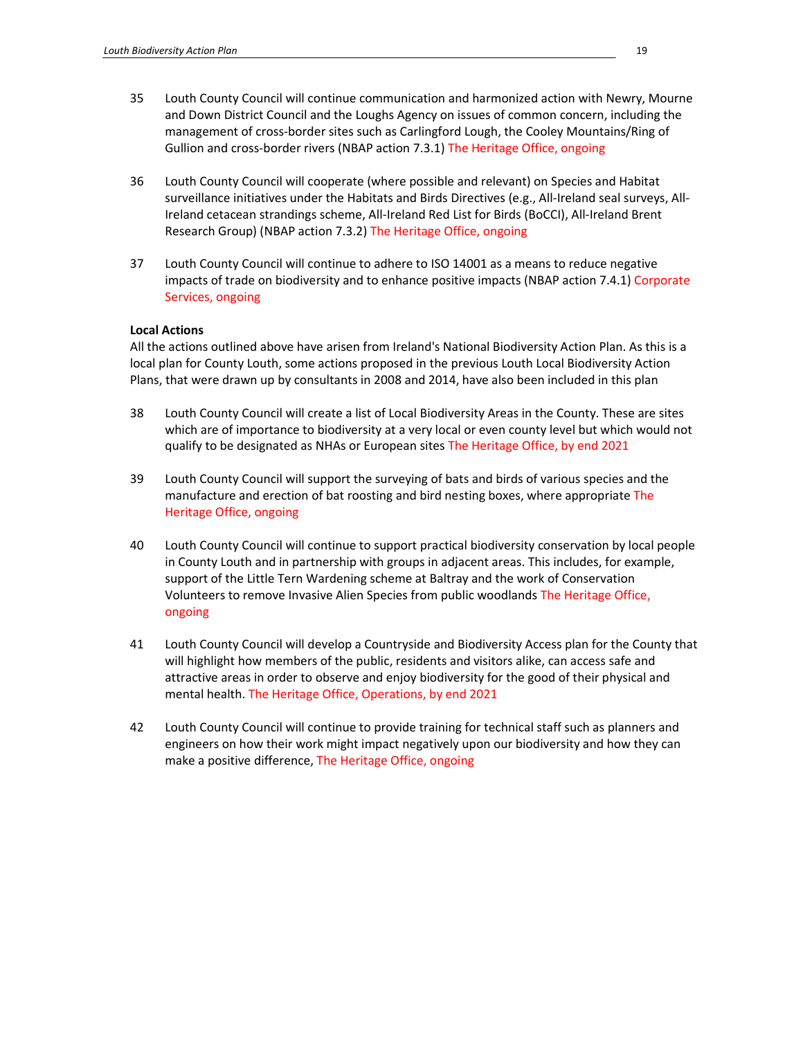35 Louth County Council will continue communication and harmonized action with Newry, Mourne and Down District Council and the Loughs Agency on issues of common concern, including the management of cross-border sites such as Carlingford Lough, the Cooley Mountains/Ring of Gullion and cross-border rivers (NBAP action 7.3.1) The Heritage Office, ongoing

36 Louth County Council will cooperate (where possible and relevant) on Species and Habitat surveillance initiatives under the Habitats and Birds Directives (e.g., All-Ireland seal surveys, All-Ireland cetacean strandings scheme, All-Ireland Red List for Birds (BoCCI), All-Ireland Brent Research Group) (NBAP action 7.3.2) The Heritage Office, ongoing

37 Louth County Council will continue to adhere to ISO 14001 as a means to reduce negative impacts of trade on biodiversity and to enhance positive impacts (NBAP action 7.4.1) Corporate Services, ongoing

**Local Actions**

All the actions outlined above have arisen from Ireland's National Biodiversity Action Plan. As this is a local plan for County Louth, some actions proposed in the previous Louth Local Biodiversity Action Plans, that were drawn up by consultants in 2008 and 2014, have also been included in this plan

38 Louth County Council will create a list of Local Biodiversity Areas in the County. These are sites which are of importance to biodiversity at a very local or even county level but which would not qualify to be designated as NHAs or European sites The Heritage Office, by end 2021

39 Louth County Council will support the surveying of bats and birds of various species and the manufacture and erection of bat roosting and bird nesting boxes, where appropriate The Heritage Office, ongoing

40 Louth County Council will continue to support practical biodiversity conservation by local people in County Louth and in partnership with groups in adjacent areas. This includes, for example, support of the Little Tern Wardening scheme at Baltray and the work of Conservation Volunteers to remove Invasive Alien Species from public woodlands The Heritage Office, ongoing

41 Louth County Council will develop a Countryside and Biodiversity Access plan for the County that will highlight how members of the public, residents and visitors alike, can access safe and attractive areas in order to observe and enjoy biodiversity for the good of their physical and mental health. The Heritage Office, Operations, by end 2021

42 Louth County Council will continue to provide training for technical staff such as planners and engineers on how their work might impact negatively upon our biodiversity and how they can make a positive difference, The Heritage Office, ongoing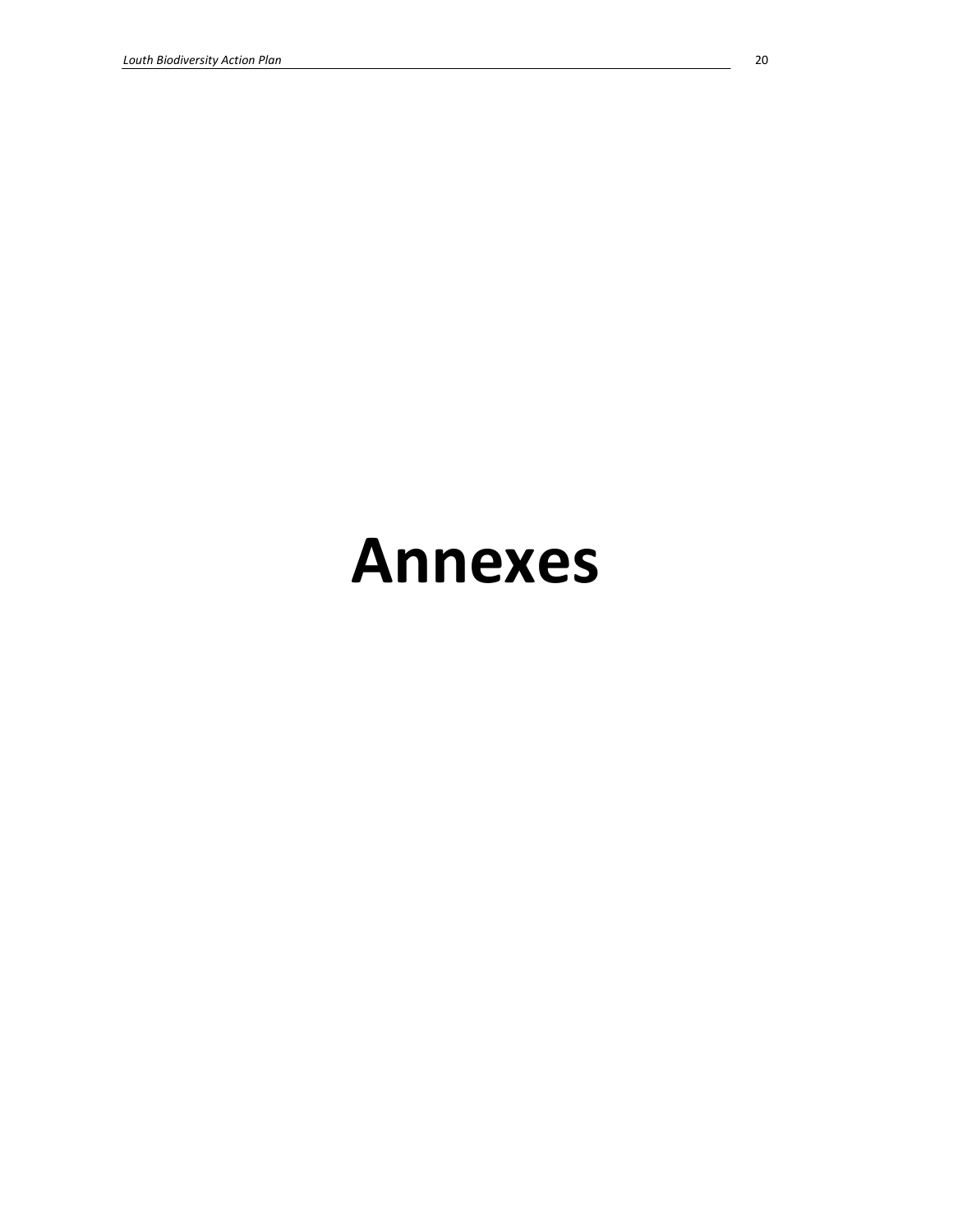# Annexes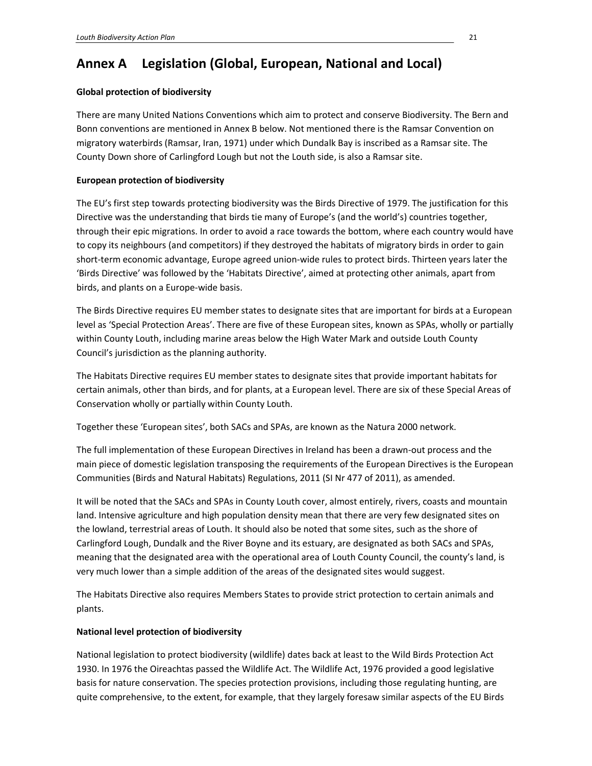# Annex A Legislation (Global, European, National and Local)

**Global protection of biodiversity**

There are many United Nations Conventions which aim to protect and conserve Biodiversity. The Bern and Bonn conventions are mentioned in Annex B below. Not mentioned there is the Ramsar Convention on migratory waterbirds (Ramsar, Iran, 1971) under which Dundalk Bay is inscribed as a Ramsar site. The County Down shore of Carlingford Lough but not the Louth side, is also a Ramsar site.

**European protection of biodiversity**

The EU's first step towards protecting biodiversity was the Birds Directive of 1979. The justification for this Directive was the understanding that birds tie many of Europe's (and the world's) countries together, through their epic migrations. In order to avoid a race towards the bottom, where each country would have to copy its neighbours (and competitors) if they destroyed the habitats of migratory birds in order to gain short-term economic advantage, Europe agreed union-wide rules to protect birds. Thirteen years later the 'Birds Directive' was followed by the 'Habitats Directive', aimed at protecting other animals, apart from birds, and plants on a Europe-wide basis.

The Birds Directive requires EU member states to designate sites that are important for birds at a European level as 'Special Protection Areas'. There are five of these European sites, known as SPAs, wholly or partially within County Louth, including marine areas below the High Water Mark and outside Louth County Council's jurisdiction as the planning authority.

The Habitats Directive requires EU member states to designate sites that provide important habitats for certain animals, other than birds, and for plants, at a European level. There are six of these Special Areas of Conservation wholly or partially within County Louth.

Together these 'European sites', both SACs and SPAs, are known as the Natura 2000 network.

The full implementation of these European Directives in Ireland has been a drawn-out process and the main piece of domestic legislation transposing the requirements of the European Directives is the European Communities (Birds and Natural Habitats) Regulations, 2011 (SI Nr 477 of 2011), as amended.

It will be noted that the SACs and SPAs in County Louth cover, almost entirely, rivers, coasts and mountain land. Intensive agriculture and high population density mean that there are very few designated sites on the lowland, terrestrial areas of Louth. It should also be noted that some sites, such as the shore of Carlingford Lough, Dundalk and the River Boyne and its estuary, are designated as both SACs and SPAs, meaning that the designated area with the operational area of Louth County Council, the county's land, is very much lower than a simple addition of the areas of the designated sites would suggest.

The Habitats Directive also requires Members States to provide strict protection to certain animals and plants.

**National level protection of biodiversity**

National legislation to protect biodiversity (wildlife) dates back at least to the Wild Birds Protection Act 1930. In 1976 the Oireachtas passed the Wildlife Act. The Wildlife Act, 1976 provided a good legislative basis for nature conservation. The species protection provisions, including those regulating hunting, are quite comprehensive, to the extent, for example, that they largely foresaw similar aspects of the EU Birds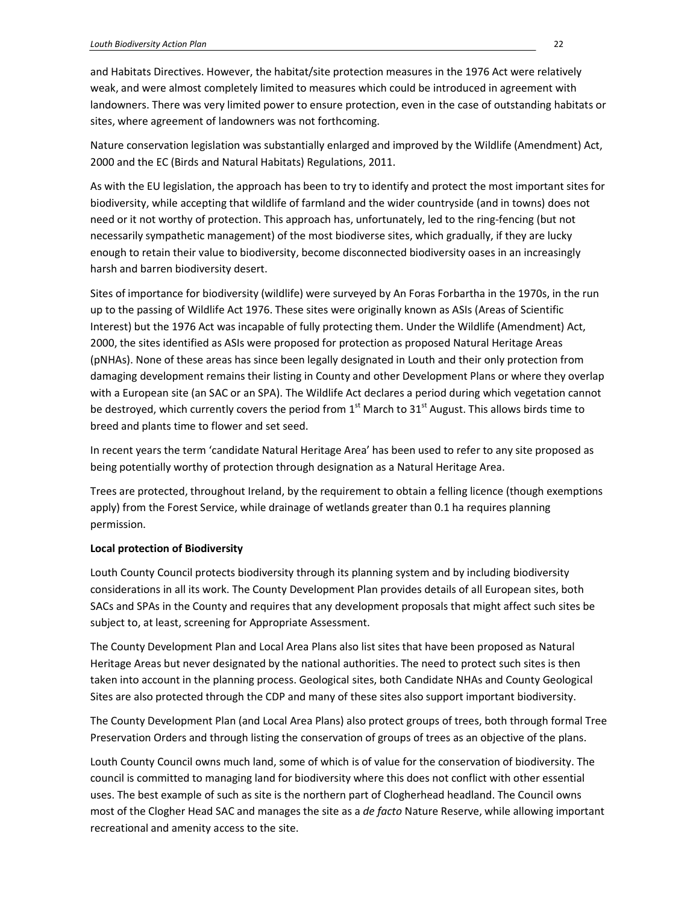and Habitats Directives. However, the habitat/site protection measures in the 1976 Act were relatively weak, and were almost completely limited to measures which could be introduced in agreement with landowners. There was very limited power to ensure protection, even in the case of outstanding habitats or sites, where agreement of landowners was not forthcoming.

Nature conservation legislation was substantially enlarged and improved by the Wildlife (Amendment) Act, 2000 and the EC (Birds and Natural Habitats) Regulations, 2011.

As with the EU legislation, the approach has been to try to identify and protect the most important sites for biodiversity, while accepting that wildlife of farmland and the wider countryside (and in towns) does not need or it not worthy of protection. This approach has, unfortunately, led to the ring-fencing (but not necessarily sympathetic management) of the most biodiverse sites, which gradually, if they are lucky enough to retain their value to biodiversity, become disconnected biodiversity oases in an increasingly harsh and barren biodiversity desert.

Sites of importance for biodiversity (wildlife) were surveyed by An Foras Forbartha in the 1970s, in the run up to the passing of Wildlife Act 1976. These sites were originally known as ASIs (Areas of Scientific Interest) but the 1976 Act was incapable of fully protecting them. Under the Wildlife (Amendment) Act, 2000, the sites identified as ASIs were proposed for protection as proposed Natural Heritage Areas (pNHAs). None of these areas has since been legally designated in Louth and their only protection from damaging development remains their listing in County and other Development Plans or where they overlap with a European site (an SAC or an SPA). The Wildlife Act declares a period during which vegetation cannot be destroyed, which currently covers the period from 1st March to 31st August. This allows birds time to breed and plants time to flower and set seed.

In recent years the term 'candidate Natural Heritage Area' has been used to refer to any site proposed as being potentially worthy of protection through designation as a Natural Heritage Area.

Trees are protected, throughout Ireland, by the requirement to obtain a felling licence (though exemptions apply) from the Forest Service, while drainage of wetlands greater than 0.1 ha requires planning permission.

**Local protection of Biodiversity**

Louth County Council protects biodiversity through its planning system and by including biodiversity considerations in all its work. The County Development Plan provides details of all European sites, both SACs and SPAs in the County and requires that any development proposals that might affect such sites be subject to, at least, screening for Appropriate Assessment.

The County Development Plan and Local Area Plans also list sites that have been proposed as Natural Heritage Areas but never designated by the national authorities. The need to protect such sites is then taken into account in the planning process. Geological sites, both Candidate NHAs and County Geological Sites are also protected through the CDP and many of these sites also support important biodiversity.

The County Development Plan (and Local Area Plans) also protect groups of trees, both through formal Tree Preservation Orders and through listing the conservation of groups of trees as an objective of the plans.

Louth County Council owns much land, some of which is of value for the conservation of biodiversity. The council is committed to managing land for biodiversity where this does not conflict with other essential uses. The best example of such as site is the northern part of Clogherhead headland. The Council owns most of the Clogher Head SAC and manages the site as a *de facto* Nature Reserve, while allowing important recreational and amenity access to the site.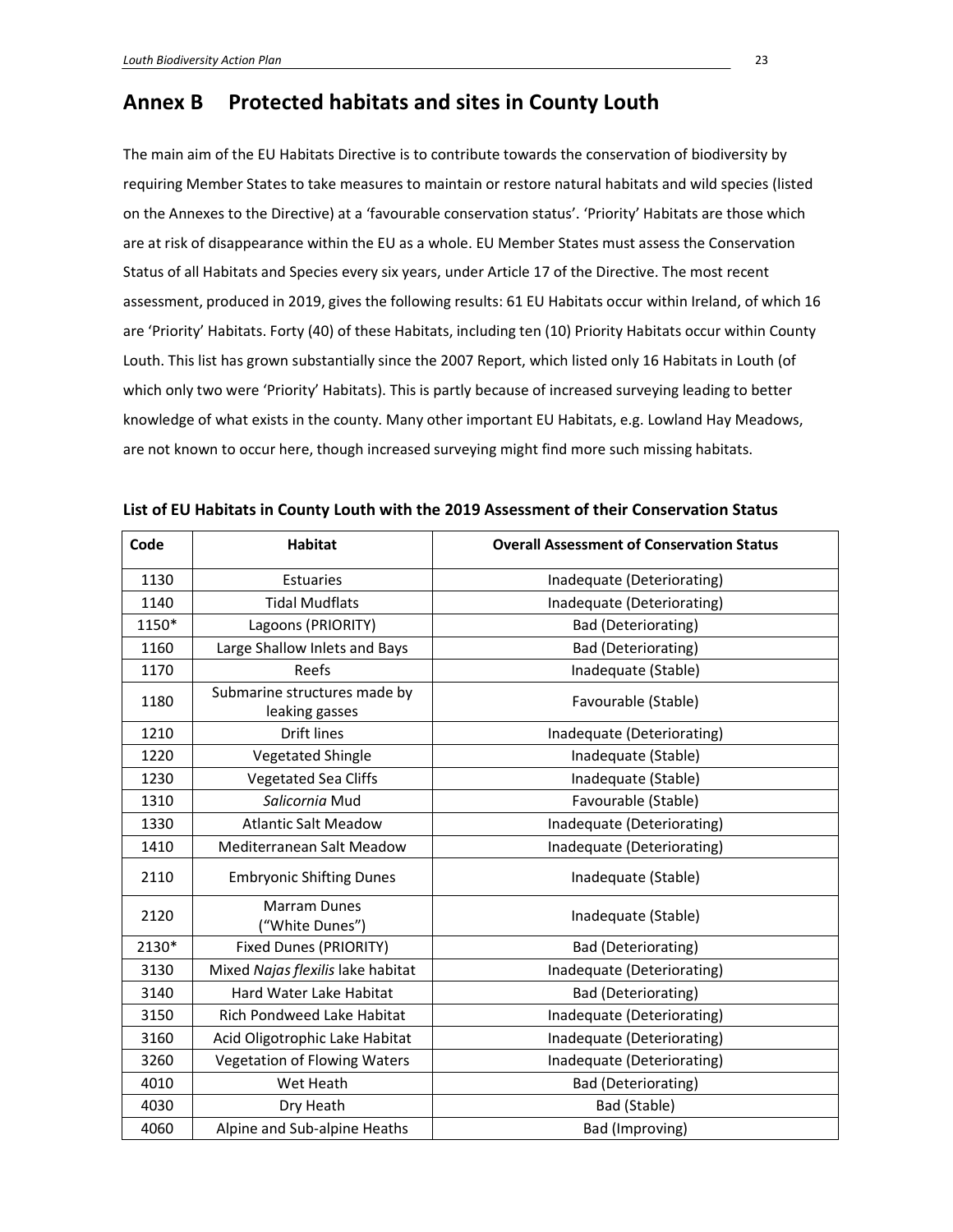# Annex B Protected habitats and sites in County Louth

The main aim of the EU Habitats Directive is to contribute towards the conservation of biodiversity by requiring Member States to take measures to maintain or restore natural habitats and wild species (listed on the Annexes to the Directive) at a 'favourable conservation status'. 'Priority' Habitats are those which are at risk of disappearance within the EU as a whole. EU Member States must assess the Conservation Status of all Habitats and Species every six years, under Article 17 of the Directive. The most recent assessment, produced in 2019, gives the following results: 61 EU Habitats occur within Ireland, of which 16 are 'Priority' Habitats. Forty (40) of these Habitats, including ten (10) Priority Habitats occur within County Louth. This list has grown substantially since the 2007 Report, which listed only 16 Habitats in Louth (of which only two were 'Priority' Habitats). This is partly because of increased surveying leading to better knowledge of what exists in the county. Many other important EU Habitats, e.g. Lowland Hay Meadows, are not known to occur here, though increased surveying might find more such missing habitats.

**List of EU Habitats in County Louth with the 2019 Assessment of their Conservation Status**

| Code | Habitat | Overall Assessment of Conservation Status |
|---|---|---|
| 1130 | Estuaries | Inadequate (Deteriorating) |
| 1140 | Tidal Mudflats | Inadequate (Deteriorating) |
| 1150* | Lagoons (PRIORITY) | Bad (Deteriorating) |
| 1160 | Large Shallow Inlets and Bays | Bad (Deteriorating) |
| 1170 | Reefs | Inadequate (Stable) |
| 1180 | Submarine structures made by leaking gasses | Favourable (Stable) |
| 1210 | Drift lines | Inadequate (Deteriorating) |
| 1220 | Vegetated Shingle | Inadequate (Stable) |
| 1230 | Vegetated Sea Cliffs | Inadequate (Stable) |
| 1310 | *Salicornia* Mud | Favourable (Stable) |
| 1330 | Atlantic Salt Meadow | Inadequate (Deteriorating) |
| 1410 | Mediterranean Salt Meadow | Inadequate (Deteriorating) |
| 2110 | Embryonic Shifting Dunes | Inadequate (Stable) |
| 2120 | Marram Dunes ("White Dunes") | Inadequate (Stable) |
| 2130* | Fixed Dunes (PRIORITY) | Bad (Deteriorating) |
| 3130 | Mixed *Najas flexilis* lake habitat | Inadequate (Deteriorating) |
| 3140 | Hard Water Lake Habitat | Bad (Deteriorating) |
| 3150 | Rich Pondweed Lake Habitat | Inadequate (Deteriorating) |
| 3160 | Acid Oligotrophic Lake Habitat | Inadequate (Deteriorating) |
| 3260 | Vegetation of Flowing Waters | Inadequate (Deteriorating) |
| 4010 | Wet Heath | Bad (Deteriorating) |
| 4030 | Dry Heath | Bad (Stable) |
| 4060 | Alpine and Sub-alpine Heaths | Bad (Improving) |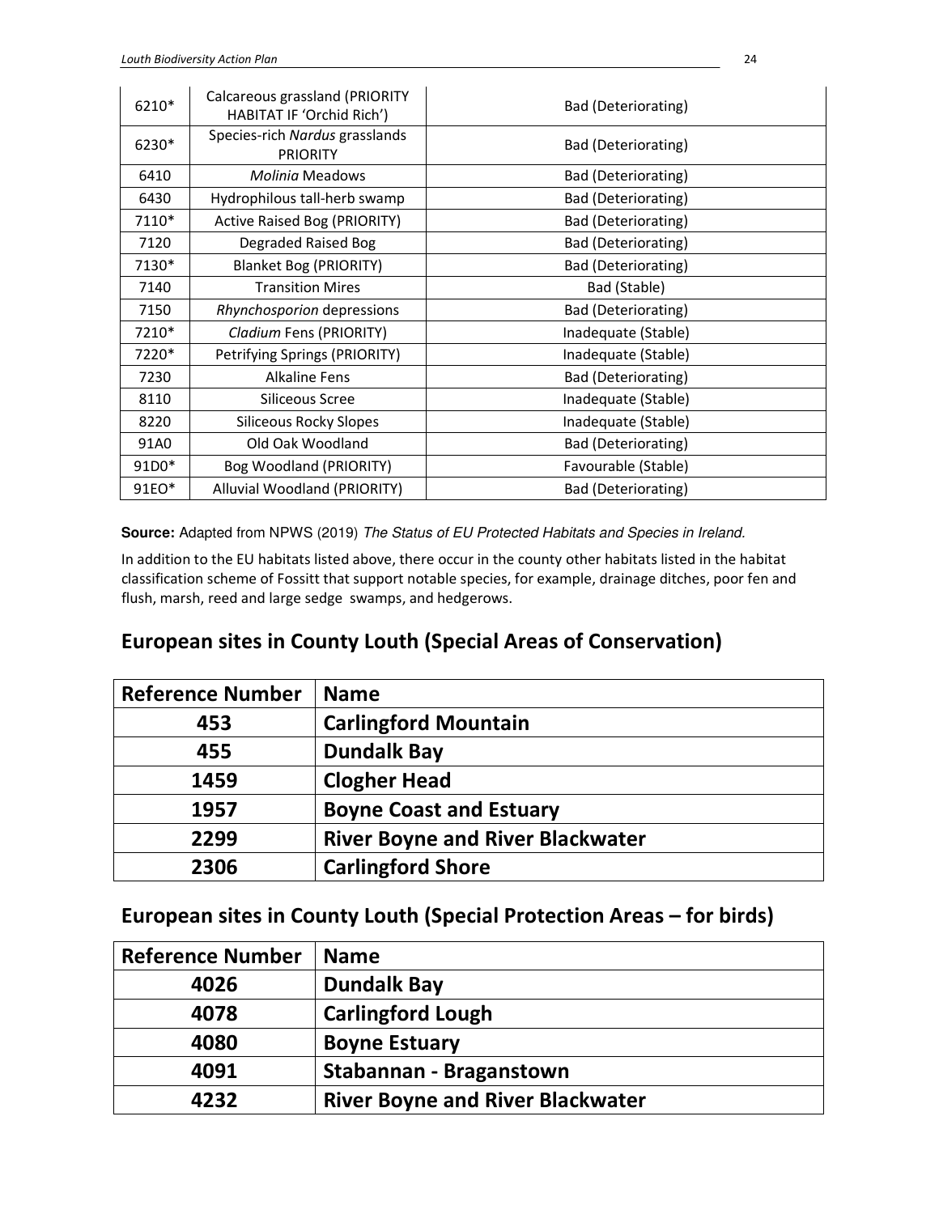| | | |
|---|---|---|
| 6210* | Calcareous grassland (PRIORITY HABITAT IF 'Orchid Rich') | Bad (Deteriorating) |
| 6230* | Species-rich *Nardus* grasslands PRIORITY | Bad (Deteriorating) |
| 6410 | *Molinia* Meadows | Bad (Deteriorating) |
| 6430 | Hydrophilous tall-herb swamp | Bad (Deteriorating) |
| 7110* | Active Raised Bog (PRIORITY) | Bad (Deteriorating) |
| 7120 | Degraded Raised Bog | Bad (Deteriorating) |
| 7130* | Blanket Bog (PRIORITY) | Bad (Deteriorating) |
| 7140 | Transition Mires | Bad (Stable) |
| 7150 | *Rhynchosporion* depressions | Bad (Deteriorating) |
| 7210* | *Cladium* Fens (PRIORITY) | Inadequate (Stable) |
| 7220* | Petrifying Springs (PRIORITY) | Inadequate (Stable) |
| 7230 | Alkaline Fens | Bad (Deteriorating) |
| 8110 | Siliceous Scree | Inadequate (Stable) |
| 8220 | Siliceous Rocky Slopes | Inadequate (Stable) |
| 91A0 | Old Oak Woodland | Bad (Deteriorating) |
| 91D0* | Bog Woodland (PRIORITY) | Favourable (Stable) |
| 91EO* | Alluvial Woodland (PRIORITY) | Bad (Deteriorating) |

**Source:** Adapted from NPWS (2019) *The Status of EU Protected Habitats and Species in Ireland.*

In addition to the EU habitats listed above, there occur in the county other habitats listed in the habitat classification scheme of Fossitt that support notable species, for example, drainage ditches, poor fen and flush, marsh, reed and large sedge swamps, and hedgerows.

## European sites in County Louth (Special Areas of Conservation)

| Reference Number | Name |
|---|---|
| 453 | Carlingford Mountain |
| 455 | Dundalk Bay |
| 1459 | Clogher Head |
| 1957 | Boyne Coast and Estuary |
| 2299 | River Boyne and River Blackwater |
| 2306 | Carlingford Shore |

## European sites in County Louth (Special Protection Areas – for birds)

| Reference Number | Name |
|---|---|
| 4026 | Dundalk Bay |
| 4078 | Carlingford Lough |
| 4080 | Boyne Estuary |
| 4091 | Stabannan - Braganstown |
| 4232 | River Boyne and River Blackwater |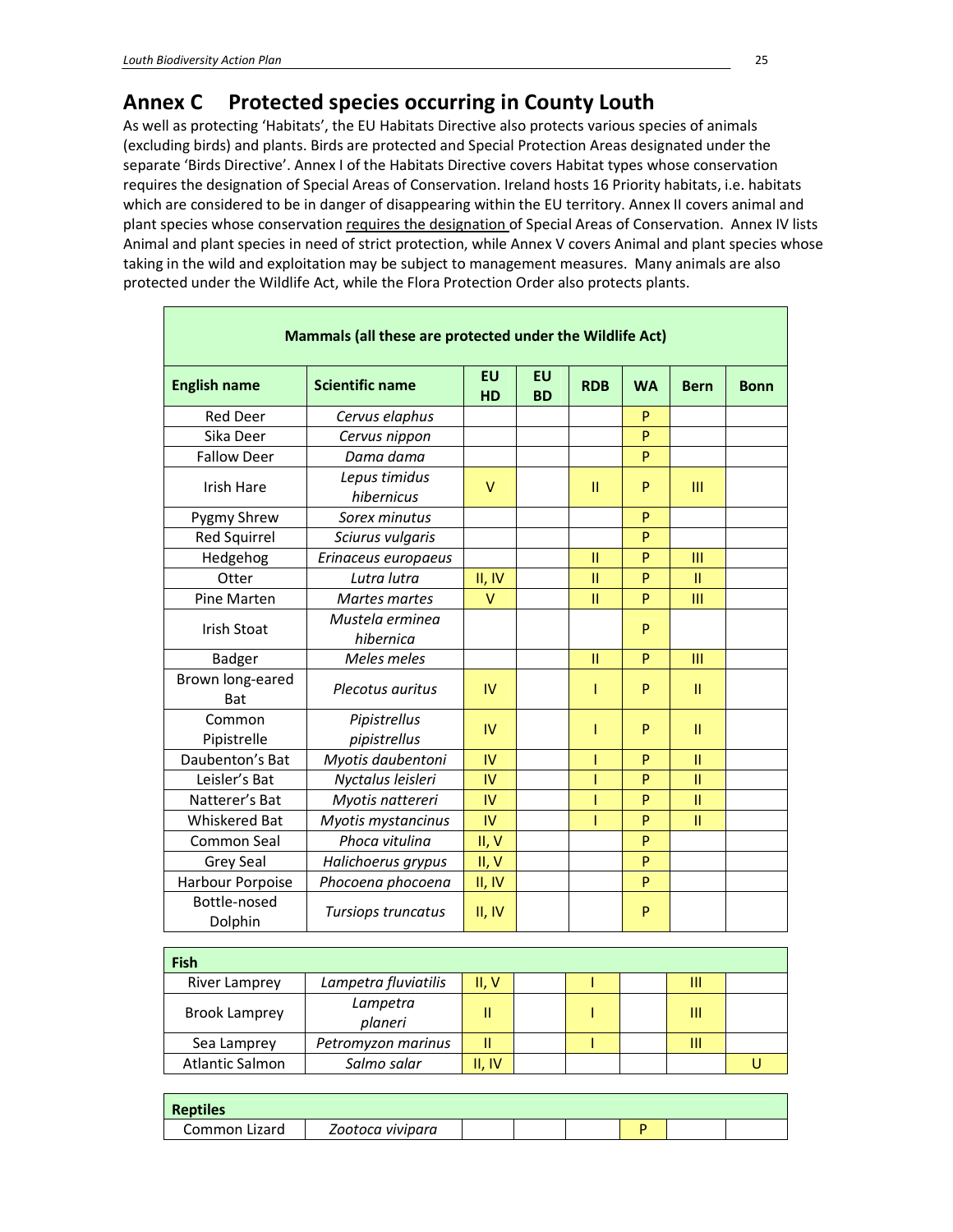## Annex C Protected species occurring in County Louth

As well as protecting 'Habitats', the EU Habitats Directive also protects various species of animals (excluding birds) and plants. Birds are protected and Special Protection Areas designated under the separate 'Birds Directive'. Annex I of the Habitats Directive covers Habitat types whose conservation requires the designation of Special Areas of Conservation. Ireland hosts 16 Priority habitats, i.e. habitats which are considered to be in danger of disappearing within the EU territory. Annex II covers animal and plant species whose conservation requires the designation of Special Areas of Conservation. Annex IV lists Animal and plant species in need of strict protection, while Annex V covers Animal and plant species whose taking in the wild and exploitation may be subject to management measures. Many animals are also protected under the Wildlife Act, while the Flora Protection Order also protects plants.

| **Mammals (all these are protected under the Wildlife Act)** | | | | | | | |
|---|---|---|---|---|---|---|---|
| **English name** | **Scientific name** | **EU HD** | **EU BD** | **RDB** | **WA** | **Bern** | **Bonn** |
| Red Deer | *Cervus elaphus* | | | | P | | |
| Sika Deer | *Cervus nippon* | | | | P | | |
| Fallow Deer | *Dama dama* | | | | P | | |
| Irish Hare | *Lepus timidus hibernicus* | V | | II | P | III | |
| Pygmy Shrew | *Sorex minutus* | | | | P | | |
| Red Squirrel | *Sciurus vulgaris* | | | | P | | |
| Hedgehog | *Erinaceus europaeus* | | | II | P | III | |
| Otter | *Lutra lutra* | II, IV | | II | P | II | |
| Pine Marten | *Martes martes* | V | | II | P | III | |
| Irish Stoat | *Mustela erminea hibernica* | | | | P | | |
| Badger | *Meles meles* | | | II | P | III | |
| Brown long-eared Bat | *Plecotus auritus* | IV | | I | P | II | |
| Common Pipistrelle | *Pipistrellus pipistrellus* | IV | | I | P | II | |
| Daubenton's Bat | *Myotis daubentoni* | IV | | I | P | II | |
| Leisler's Bat | *Nyctalus leisleri* | IV | | I | P | II | |
| Natterer's Bat | *Myotis nattereri* | IV | | I | P | II | |
| Whiskered Bat | *Myotis mystancinus* | IV | | I | P | II | |
| Common Seal | *Phoca vitulina* | II, V | | | P | | |
| Grey Seal | *Halichoerus grypus* | II, V | | | P | | |
| Harbour Porpoise | *Phocoena phocoena* | II, IV | | | P | | |
| Bottle-nosed Dolphin | *Tursiops truncatus* | II, IV | | | P | | |
| **Fish** | | | | | | | |
| River Lamprey | *Lampetra fluviatilis* | II, V | | I | | III | |
| Brook Lamprey | *Lampetra planeri* | II | | I | | III | |
| Sea Lamprey | *Petromyzon marinus* | II | | I | | III | |
| Atlantic Salmon | *Salmo salar* | II, IV | | | | | U |
| **Reptiles** | | | | | | | |
| Common Lizard | *Zootoca vivipara* | | | | P | | |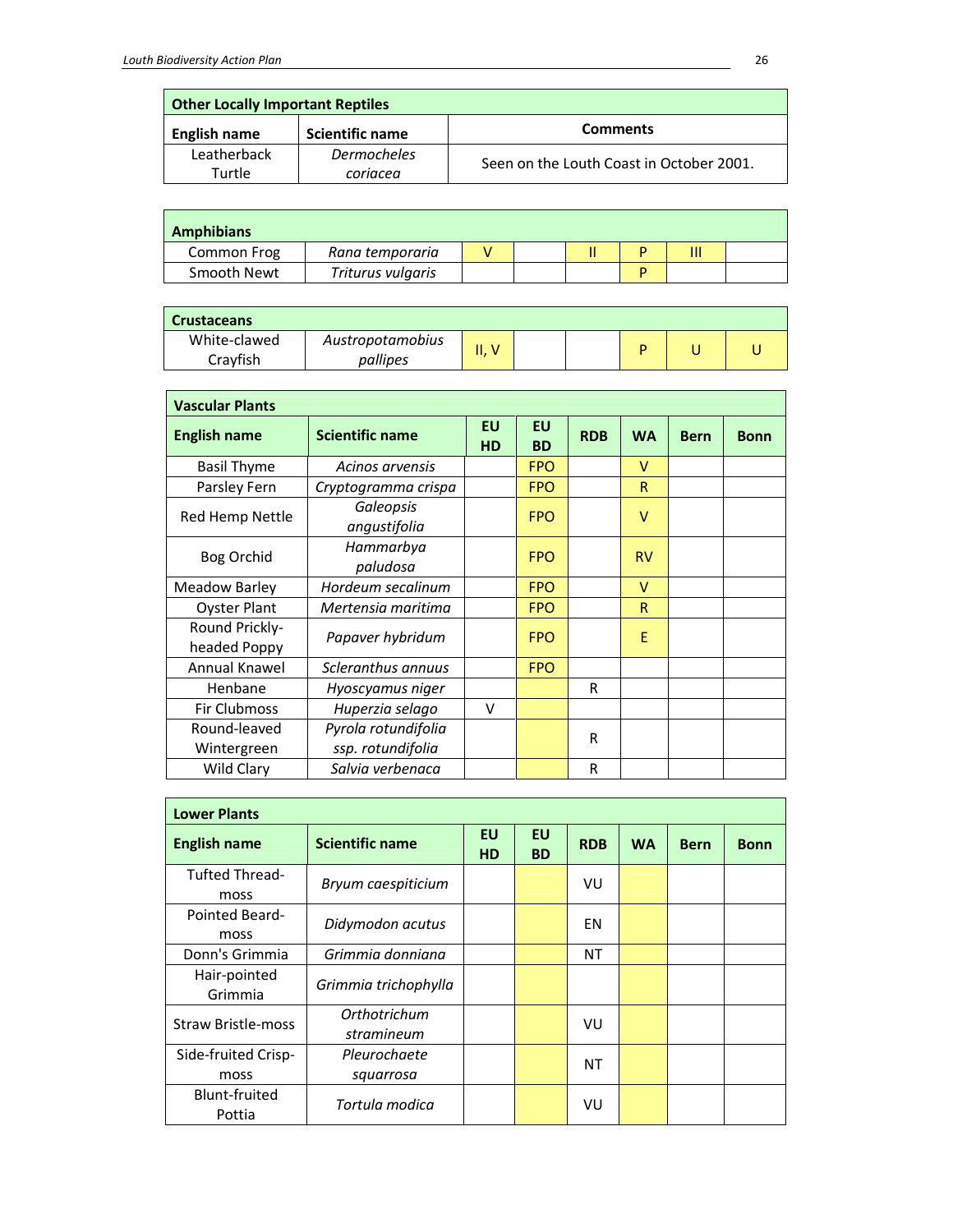| **Other Locally Important Reptiles** | | |
|---|---|---|
| **English name** | **Scientific name** | **Comments** |
| Leatherback Turtle | *Dermocheles coriacea* | Seen on the Louth Coast in October 2001. |

| **Amphibians** | | | | | | | |
|---|---|---|---|---|---|---|---|
| Common Frog | *Rana temporaria* | V | | II | P | III | |
| Smooth Newt | *Triturus vulgaris* | | | | P | | |

| **Crustaceans** | | | | | | | |
|---|---|---|---|---|---|---|---|
| White-clawed Crayfish | *Austropotamobius pallipes* | II, V | | | P | U | U |

| **Vascular Plants** | | | | | | | |
|---|---|---|---|---|---|---|---|
| **English name** | **Scientific name** | **EU HD** | **EU BD** | **RDB** | **WA** | **Bern** | **Bonn** |
| Basil Thyme | *Acinos arvensis* | | FPO | | V | | |
| Parsley Fern | *Cryptogramma crispa* | | FPO | | R | | |
| Red Hemp Nettle | *Galeopsis angustifolia* | | FPO | | V | | |
| Bog Orchid | *Hammarbya paludosa* | | FPO | | RV | | |
| Meadow Barley | *Hordeum secalinum* | | FPO | | V | | |
| Oyster Plant | *Mertensia maritima* | | FPO | | R | | |
| Round Prickly-headed Poppy | *Papaver hybridum* | | FPO | | E | | |
| Annual Knawel | *Scleranthus annuus* | | FPO | | | | |
| Henbane | *Hyoscyamus niger* | | | R | | | |
| Fir Clubmoss | *Huperzia selago* | V | | | | | |
| Round-leaved Wintergreen | *Pyrola rotundifolia ssp. rotundifolia* | | | R | | | |
| Wild Clary | *Salvia verbenaca* | | | R | | | |

| **Lower Plants** | | | | | | | |
|---|---|---|---|---|---|---|---|
| **English name** | **Scientific name** | **EU HD** | **EU BD** | **RDB** | **WA** | **Bern** | **Bonn** |
| Tufted Thread-moss | *Bryum caespiticium* | | | VU | | | |
| Pointed Beard-moss | *Didymodon acutus* | | | EN | | | |
| Donn's Grimmia | *Grimmia donniana* | | | NT | | | |
| Hair-pointed Grimmia | *Grimmia trichophylla* | | | | | | |
| Straw Bristle-moss | *Orthotrichum stramineum* | | | VU | | | |
| Side-fruited Crisp-moss | *Pleurochaete squarrosa* | | | NT | | | |
| Blunt-fruited Pottia | *Tortula modica* | | | VU | | | |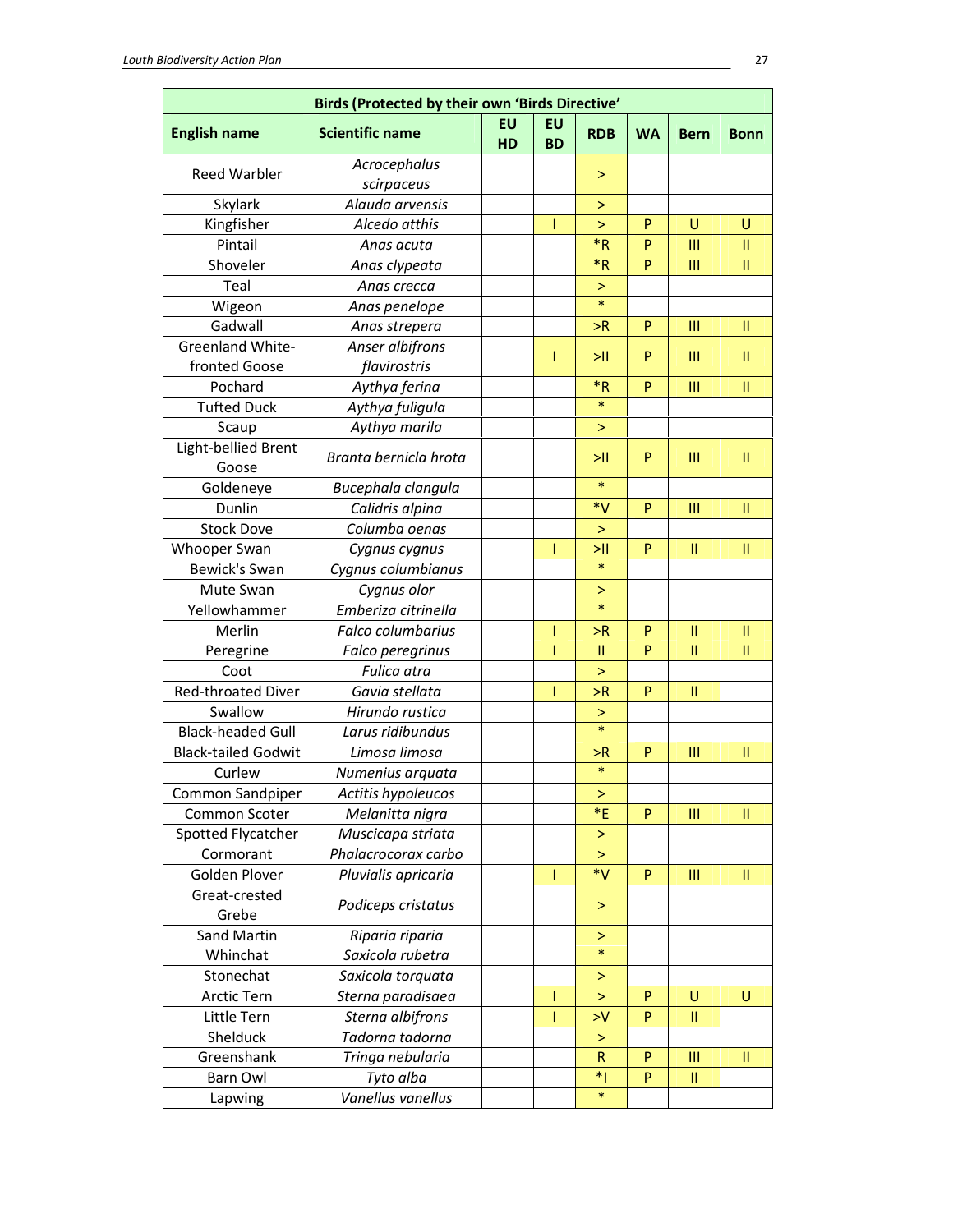| Birds (Protected by their own 'Birds Directive' | | | | | | | |
|---|---|---|---|---|---|---|---|
| **English name** | **Scientific name** | **EU HD** | **EU BD** | **RDB** | **WA** | **Bern** | **Bonn** |
| Reed Warbler | *Acrocephalus scirpaceus* | | | > | | | |
| Skylark | *Alauda arvensis* | | | > | | | |
| Kingfisher | *Alcedo atthis* | | I | > | P | U | U |
| Pintail | *Anas acuta* | | | *R | P | III | II |
| Shoveler | *Anas clypeata* | | | *R | P | III | II |
| Teal | *Anas crecca* | | | > | | | |
| Wigeon | *Anas penelope* | | | * | | | |
| Gadwall | *Anas strepera* | | | >R | P | III | II |
| Greenland White-fronted Goose | *Anser albifrons flavirostris* | | I | >II | P | III | II |
| Pochard | *Aythya ferina* | | | *R | P | III | II |
| Tufted Duck | *Aythya fuligula* | | | * | | | |
| Scaup | *Aythya marila* | | | > | | | |
| Light-bellied Brent Goose | *Branta bernicla hrota* | | | >II | P | III | II |
| Goldeneye | *Bucephala clangula* | | | * | | | |
| Dunlin | *Calidris alpina* | | | *V | P | III | II |
| Stock Dove | *Columba oenas* | | | > | | | |
| Whooper Swan | *Cygnus cygnus* | | I | >II | P | II | II |
| Bewick's Swan | *Cygnus columbianus* | | | * | | | |
| Mute Swan | *Cygnus olor* | | | > | | | |
| Yellowhammer | *Emberiza citrinella* | | | * | | | |
| Merlin | *Falco columbarius* | | I | >R | P | II | II |
| Peregrine | *Falco peregrinus* | | I | II | P | II | II |
| Coot | *Fulica atra* | | | > | | | |
| Red-throated Diver | *Gavia stellata* | | I | >R | P | II | |
| Swallow | *Hirundo rustica* | | | > | | | |
| Black-headed Gull | *Larus ridibundus* | | | * | | | |
| Black-tailed Godwit | *Limosa limosa* | | | >R | P | III | II |
| Curlew | *Numenius arquata* | | | * | | | |
| Common Sandpiper | *Actitis hypoleucos* | | | > | | | |
| Common Scoter | *Melanitta nigra* | | | *E | P | III | II |
| Spotted Flycatcher | *Muscicapa striata* | | | > | | | |
| Cormorant | *Phalacrocorax carbo* | | | > | | | |
| Golden Plover | *Pluvialis apricaria* | | I | *V | P | III | II |
| Great-crested Grebe | *Podiceps cristatus* | | | > | | | |
| Sand Martin | *Riparia riparia* | | | > | | | |
| Whinchat | *Saxicola rubetra* | | | * | | | |
| Stonechat | *Saxicola torquata* | | | > | | | |
| Arctic Tern | *Sterna paradisaea* | | I | > | P | U | U |
| Little Tern | *Sterna albifrons* | | I | >V | P | II | |
| Shelduck | *Tadorna tadorna* | | | > | | | |
| Greenshank | *Tringa nebularia* | | | R | P | III | II |
| Barn Owl | *Tyto alba* | | | *I | P | II | |
| Lapwing | *Vanellus vanellus* | | | * | | | |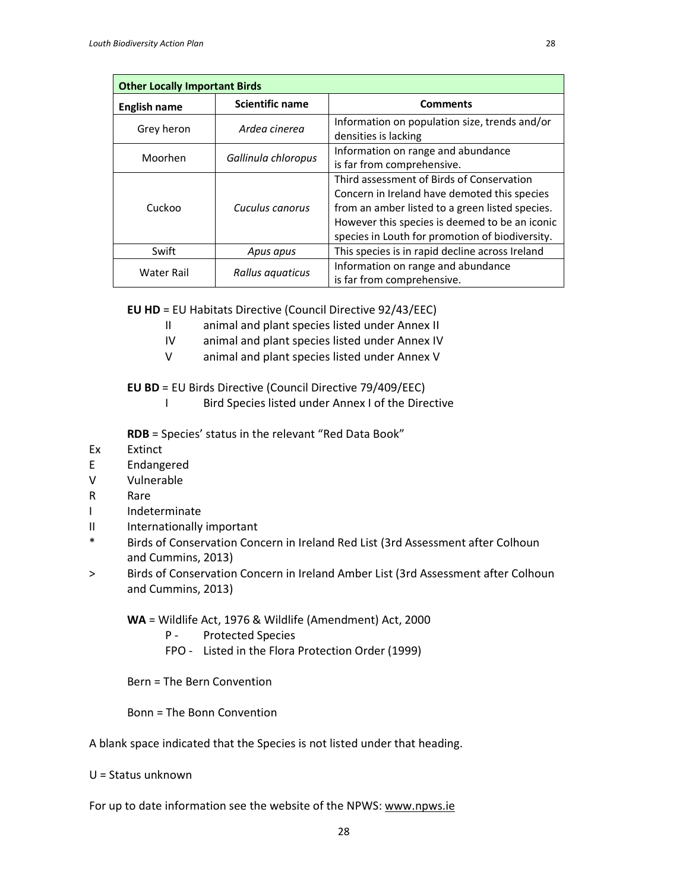| Other Locally Important Birds | | |
|---|---|---|
| **English name** | **Scientific name** | **Comments** |
| Grey heron | *Ardea cinerea* | Information on population size, trends and/or densities is lacking |
| Moorhen | *Gallinula chloropus* | Information on range and abundance is far from comprehensive. |
| Cuckoo | *Cuculus canorus* | Third assessment of Birds of Conservation Concern in Ireland have demoted this species from an amber listed to a green listed species. However this species is deemed to be an iconic species in Louth for promotion of biodiversity. |
| Swift | *Apus apus* | This species is in rapid decline across Ireland |
| Water Rail | *Rallus aquaticus* | Information on range and abundance is far from comprehensive. |

**EU HD** = EU Habitats Directive (Council Directive 92/43/EEC)

- II animal and plant species listed under Annex II
- IV animal and plant species listed under Annex IV
- V animal and plant species listed under Annex V

**EU BD** = EU Birds Directive (Council Directive 79/409/EEC)

- I Bird Species listed under Annex I of the Directive

**RDB** = Species' status in the relevant "Red Data Book"

- Ex Extinct
- E Endangered
- V Vulnerable
- R Rare
- I Indeterminate
- II Internationally important
- \* Birds of Conservation Concern in Ireland Red List (3rd Assessment after Colhoun and Cummins, 2013)
- \> Birds of Conservation Concern in Ireland Amber List (3rd Assessment after Colhoun and Cummins, 2013)

**WA** = Wildlife Act, 1976 & Wildlife (Amendment) Act, 2000

- P - Protected Species
- FPO - Listed in the Flora Protection Order (1999)

Bern = The Bern Convention

Bonn = The Bonn Convention

A blank space indicated that the Species is not listed under that heading.

U = Status unknown

For up to date information see the website of the NPWS: www.npws.ie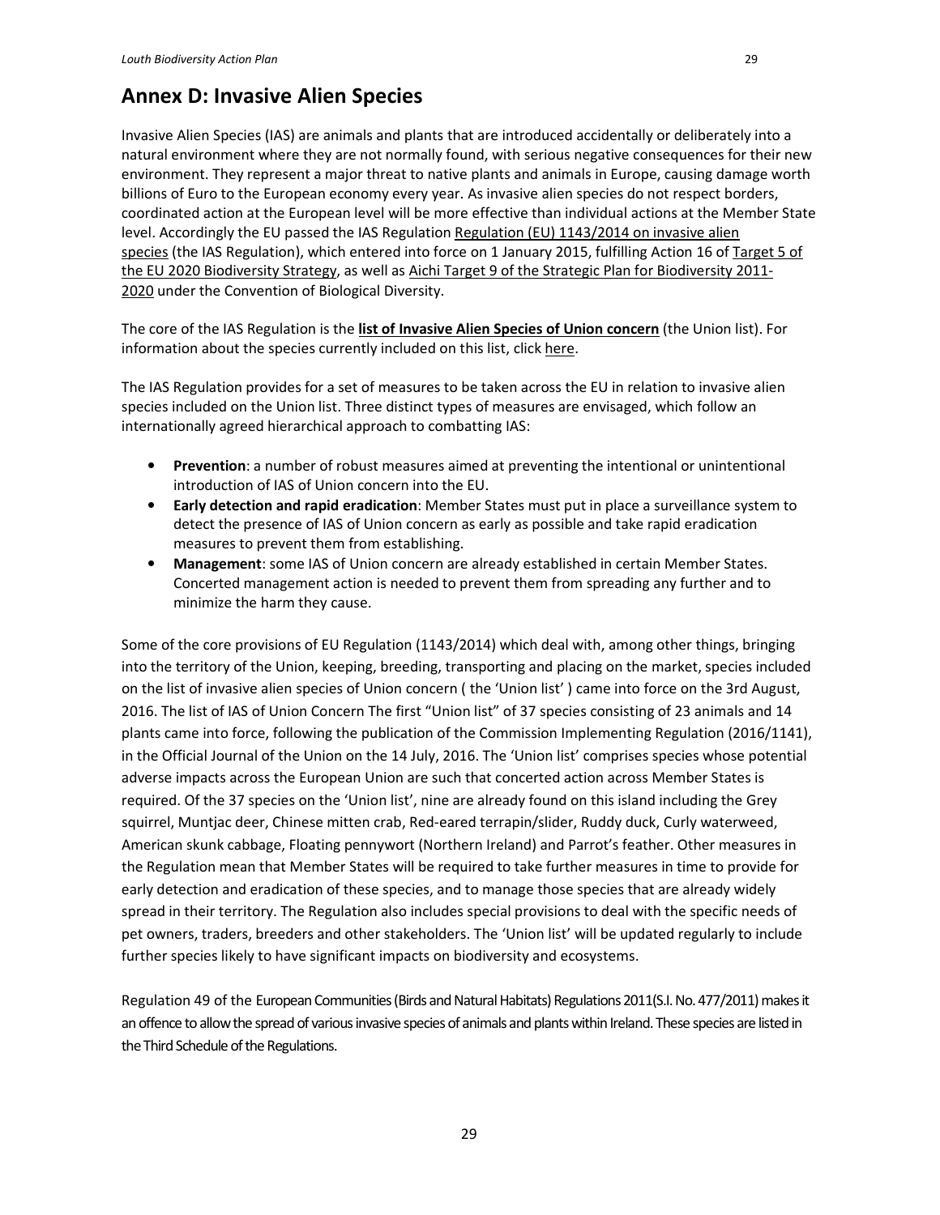# Annex D: Invasive Alien Species

Invasive Alien Species (IAS) are animals and plants that are introduced accidentally or deliberately into a natural environment where they are not normally found, with serious negative consequences for their new environment. They represent a major threat to native plants and animals in Europe, causing damage worth billions of Euro to the European economy every year. As invasive alien species do not respect borders, coordinated action at the European level will be more effective than individual actions at the Member State level. Accordingly the EU passed the IAS Regulation Regulation (EU) 1143/2014 on invasive alien species (the IAS Regulation), which entered into force on 1 January 2015, fulfilling Action 16 of Target 5 of the EU 2020 Biodiversity Strategy, as well as Aichi Target 9 of the Strategic Plan for Biodiversity 2011-2020 under the Convention of Biological Diversity.

The core of the IAS Regulation is the **list of Invasive Alien Species of Union concern** (the Union list). For information about the species currently included on this list, click here.

The IAS Regulation provides for a set of measures to be taken across the EU in relation to invasive alien species included on the Union list. Three distinct types of measures are envisaged, which follow an internationally agreed hierarchical approach to combatting IAS:

- **Prevention**: a number of robust measures aimed at preventing the intentional or unintentional introduction of IAS of Union concern into the EU.
- **Early detection and rapid eradication**: Member States must put in place a surveillance system to detect the presence of IAS of Union concern as early as possible and take rapid eradication measures to prevent them from establishing.
- **Management**: some IAS of Union concern are already established in certain Member States. Concerted management action is needed to prevent them from spreading any further and to minimize the harm they cause.

Some of the core provisions of EU Regulation (1143/2014) which deal with, among other things, bringing into the territory of the Union, keeping, breeding, transporting and placing on the market, species included on the list of invasive alien species of Union concern ( the 'Union list' ) came into force on the 3rd August, 2016. The list of IAS of Union Concern The first "Union list" of 37 species consisting of 23 animals and 14 plants came into force, following the publication of the Commission Implementing Regulation (2016/1141), in the Official Journal of the Union on the 14 July, 2016. The 'Union list' comprises species whose potential adverse impacts across the European Union are such that concerted action across Member States is required. Of the 37 species on the 'Union list', nine are already found on this island including the Grey squirrel, Muntjac deer, Chinese mitten crab, Red-eared terrapin/slider, Ruddy duck, Curly waterweed, American skunk cabbage, Floating pennywort (Northern Ireland) and Parrot's feather. Other measures in the Regulation mean that Member States will be required to take further measures in time to provide for early detection and eradication of these species, and to manage those species that are already widely spread in their territory. The Regulation also includes special provisions to deal with the specific needs of pet owners, traders, breeders and other stakeholders. The 'Union list' will be updated regularly to include further species likely to have significant impacts on biodiversity and ecosystems.

Regulation 49 of the European Communities (Birds and Natural Habitats) Regulations 2011(S.I. No. 477/2011) makes it an offence to allow the spread of various invasive species of animals and plants within Ireland. These species are listed in the Third Schedule of the Regulations.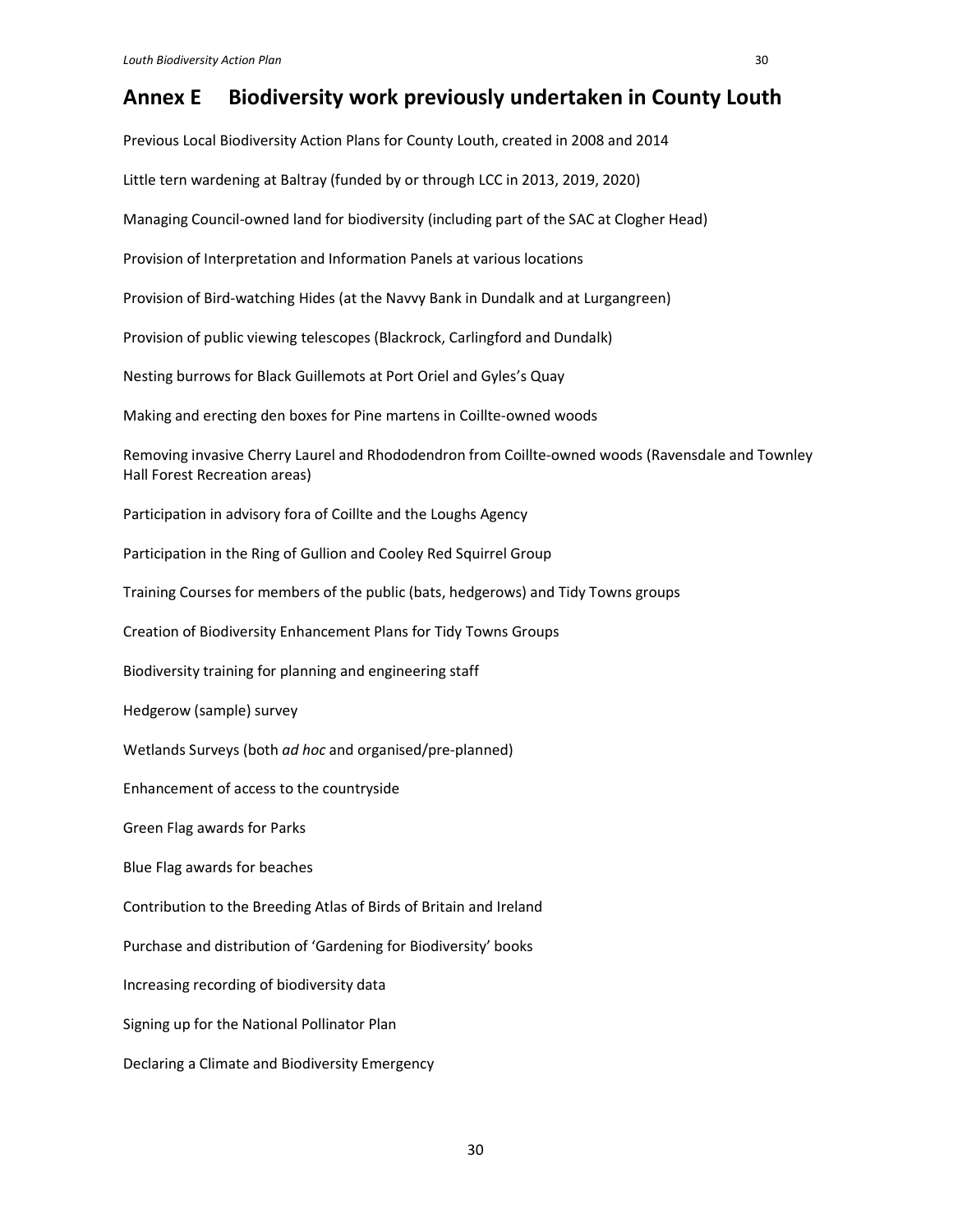# Annex E Biodiversity work previously undertaken in County Louth

Previous Local Biodiversity Action Plans for County Louth, created in 2008 and 2014

Little tern wardening at Baltray (funded by or through LCC in 2013, 2019, 2020)

Managing Council-owned land for biodiversity (including part of the SAC at Clogher Head)

Provision of Interpretation and Information Panels at various locations

Provision of Bird-watching Hides (at the Navvy Bank in Dundalk and at Lurgangreen)

Provision of public viewing telescopes (Blackrock, Carlingford and Dundalk)

Nesting burrows for Black Guillemots at Port Oriel and Gyles's Quay

Making and erecting den boxes for Pine martens in Coillte-owned woods

Removing invasive Cherry Laurel and Rhododendron from Coillte-owned woods (Ravensdale and Townley Hall Forest Recreation areas)

Participation in advisory fora of Coillte and the Loughs Agency

Participation in the Ring of Gullion and Cooley Red Squirrel Group

Training Courses for members of the public (bats, hedgerows) and Tidy Towns groups

Creation of Biodiversity Enhancement Plans for Tidy Towns Groups

Biodiversity training for planning and engineering staff

Hedgerow (sample) survey

Wetlands Surveys (both *ad hoc* and organised/pre-planned)

Enhancement of access to the countryside

Green Flag awards for Parks

Blue Flag awards for beaches

Contribution to the Breeding Atlas of Birds of Britain and Ireland

Purchase and distribution of 'Gardening for Biodiversity' books

Increasing recording of biodiversity data

Signing up for the National Pollinator Plan

Declaring a Climate and Biodiversity Emergency